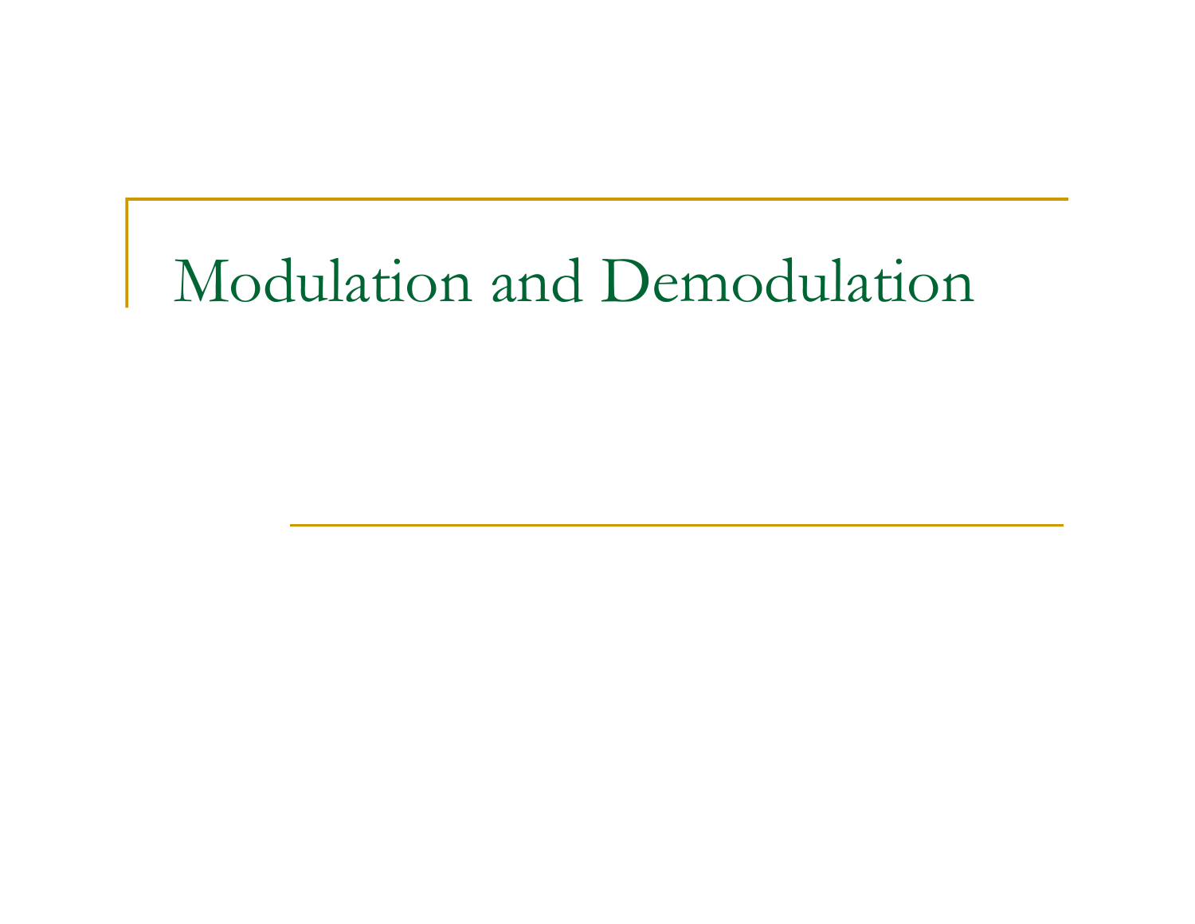# Modulation and Demodulation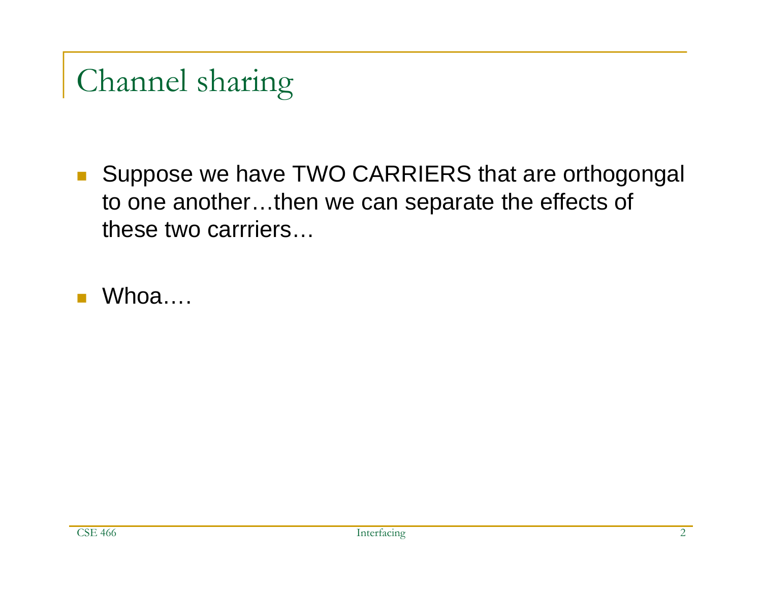# Channel sharing

- Suppose we have TWO CARRIERS that are orthogongal to one another…then we can separate the effects of these two carrriers…
- Whoa.…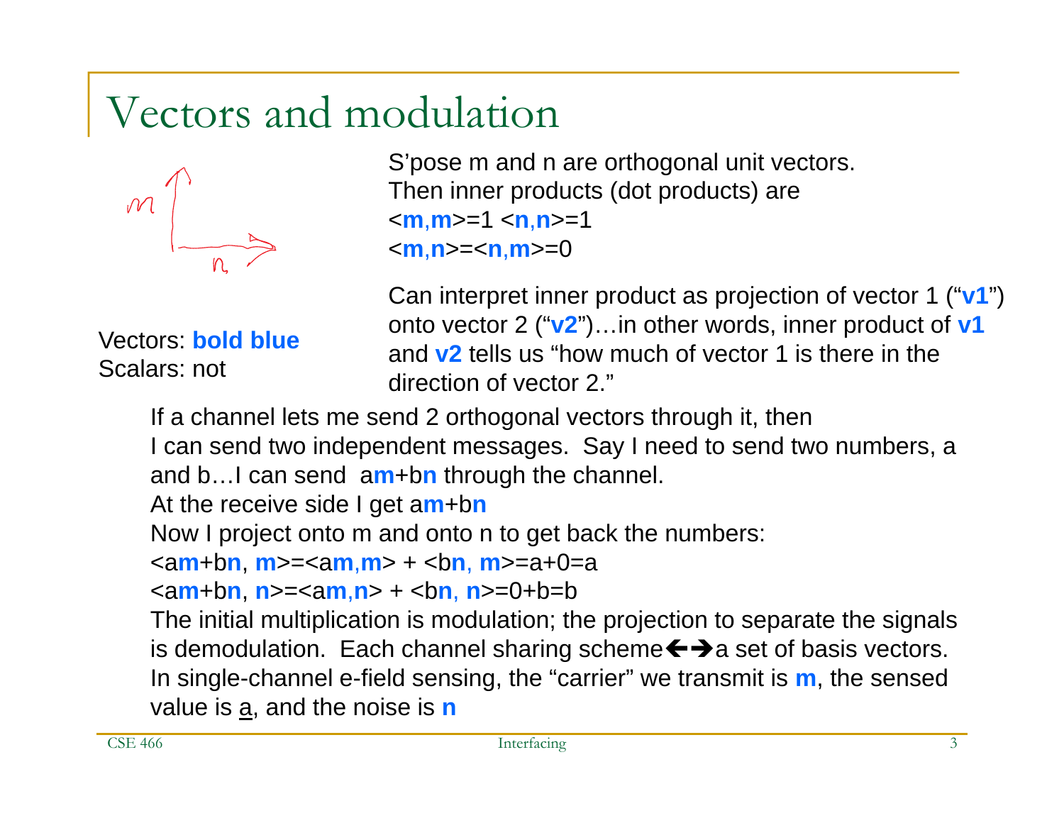# Vectors and modulation

Vectors: **bold blue**
Scalars: not

S'pose m and n are orthogonal unit vectors.
Then inner products (dot products) are
<**m**,**m**>=1 <**n**,**n**>=1
<**m**,**n**>=<**n**,**m**>=0

Can interpret inner product as projection of vector 1 ("**v1**") onto vector 2 ("**v2**")…in other words, inner product of **v1** and **v2** tells us "how much of vector 1 is there in the direction of vector 2."

If a channel lets me send 2 orthogonal vectors through it, then I can send two independent messages. Say I need to send two numbers, a and b…I can send a**m**+b**n** through the channel.
At the receive side I get a**m**+b**n**
Now I project onto m and onto n to get back the numbers:
<a**m**+b**n**, **m**>=<a**m**,**m**> + <b**n**, **m**>=a+0=a
<a**m**+b**n**, **n**>=<a**m**,**n**> + <b**n**, **n**>=0+b=b
The initial multiplication is modulation; the projection to separate the signals is demodulation. Each channel sharing scheme←→a set of basis vectors.
In single-channel e-field sensing, the "carrier" we transmit is **m**, the sensed value is a, and the noise is **n**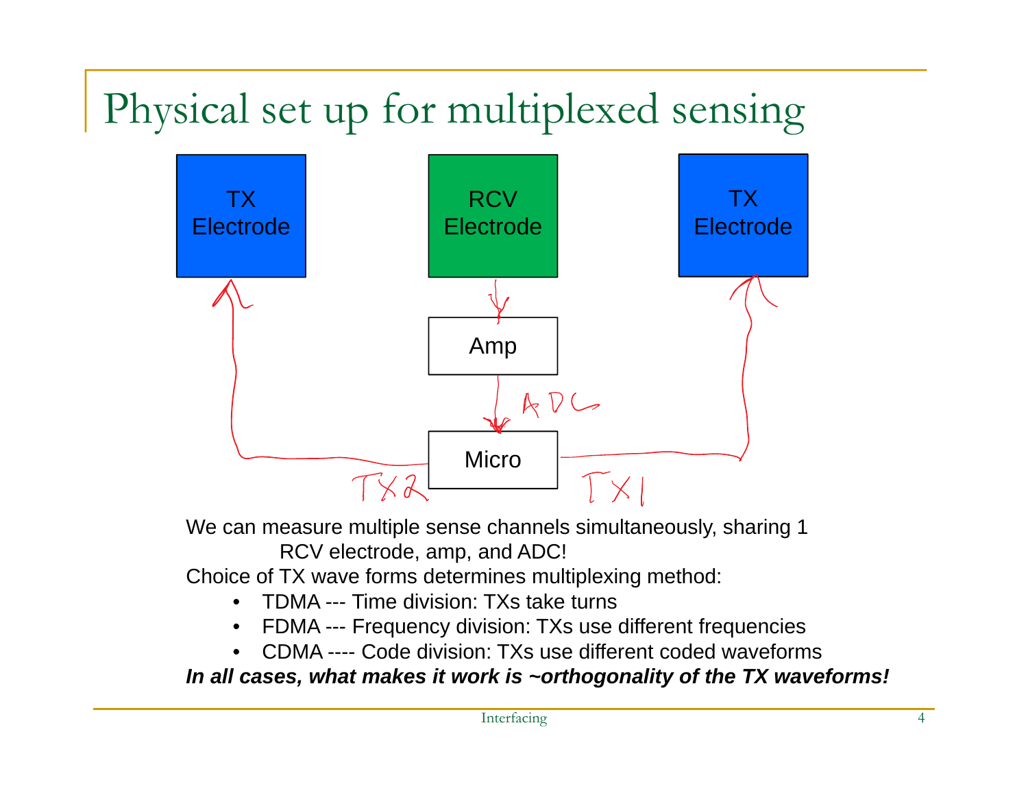# Physical set up for multiplexed sensing

TX Electrode

RCV Electrode

TX Electrode

Amp

ADC

Micro

TX2

TX1

We can measure multiple sense channels simultaneously, sharing 1 RCV electrode, amp, and ADC!

Choice of TX wave forms determines multiplexing method:

- TDMA --- Time division: TXs take turns
- FDMA --- Frequency division: TXs use different frequencies
- CDMA ---- Code division: TXs use different coded waveforms

***In all cases, what makes it work is ~orthogonality of the TX waveforms!***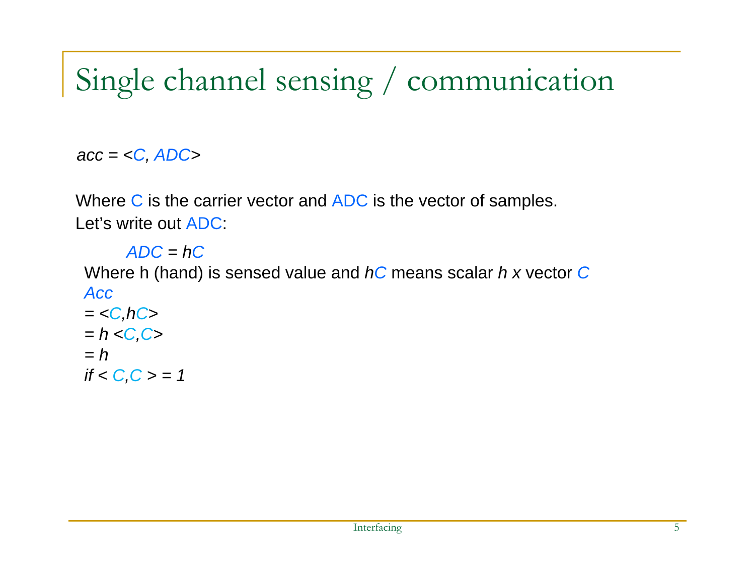# Single channel sensing / communication

$acc = \langle C, ADC \rangle$

Where C is the carrier vector and ADC is the vector of samples.
Let's write out ADC:

$$ADC = hC$$

Where h (hand) is sensed value and $hC$ means scalar $h$ x vector $C$

*Acc*

$= \langle C, hC \rangle$

$= h \langle C, C \rangle$

$= h$

*if* $\langle C, C \rangle = 1$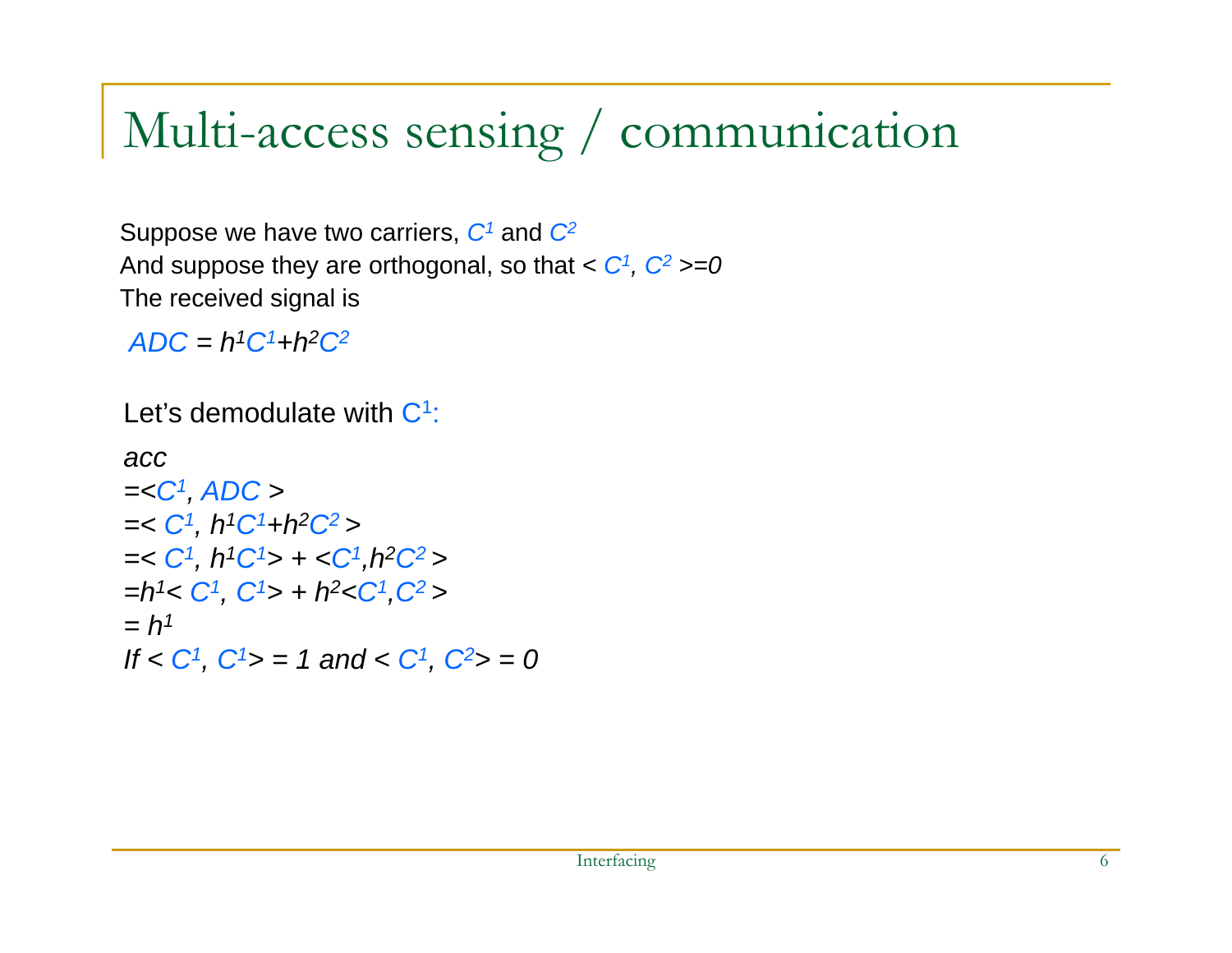# Multi-access sensing / communication

Suppose we have two carriers, $C^1$ and $C^2$
And suppose they are orthogonal, so that $< C^1, C^2 >=0$
The received signal is

$ADC = h^1C^1+h^2C^2$

Let's demodulate with $C^1$:

$$
\begin{aligned}
&acc \\
&=<C^1, ADC> \\
&=< C^1, h^1C^1+h^2C^2 > \\
&=< C^1, h^1C^1> + <C^1,h^2C^2 > \\
&=h^1< C^1, C^1> + h^2<C^1,C^2 > \\
&= h^1
\end{aligned}
$$

*If* $< C^1, C^1> = 1$ *and* $< C^1, C^2> = 0$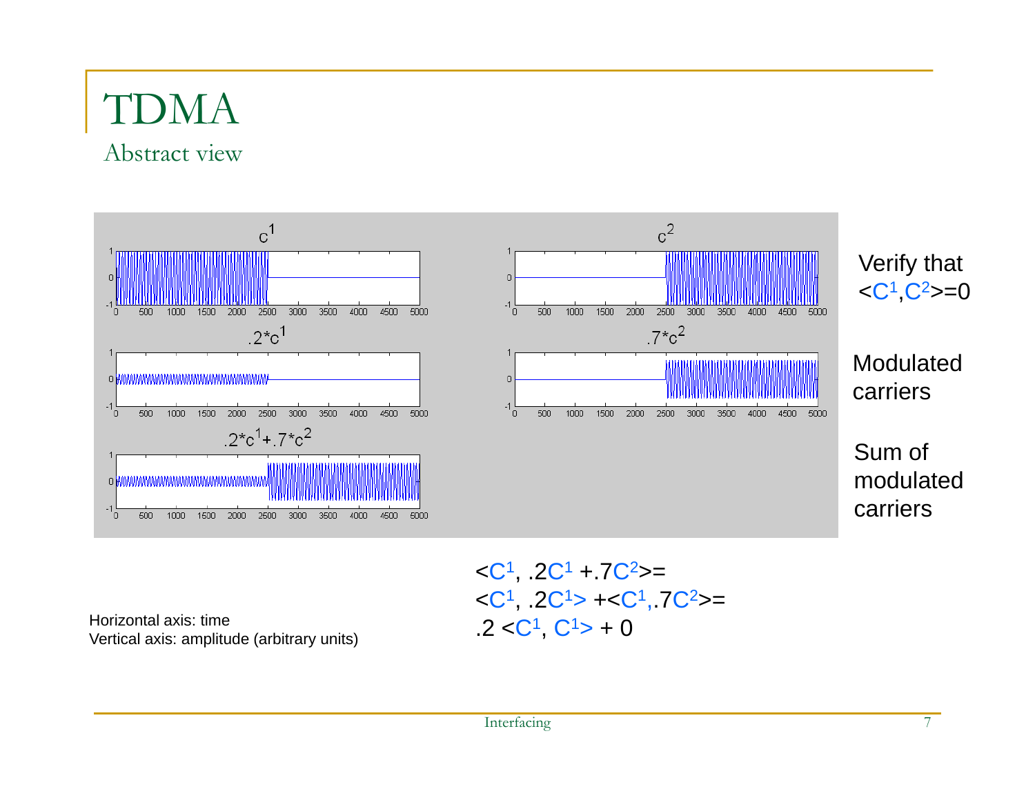# TDMA

## Abstract view

$c^1$

$c^2$

$.2*c^1$

$.7*c^2$

$.2*c^1+.7*c^2$

Verify that $<C^1,C^2>=0$

Modulated carriers

Sum of modulated carriers

Horizontal axis: time
Vertical axis: amplitude (arbitrary units)

$$<C^1, .2C^1 +.7C^2>=$$
$$<C^1, .2C^1> +<C^1,.7C^2>=$$
$$.2 <C^1, C^1> + 0$$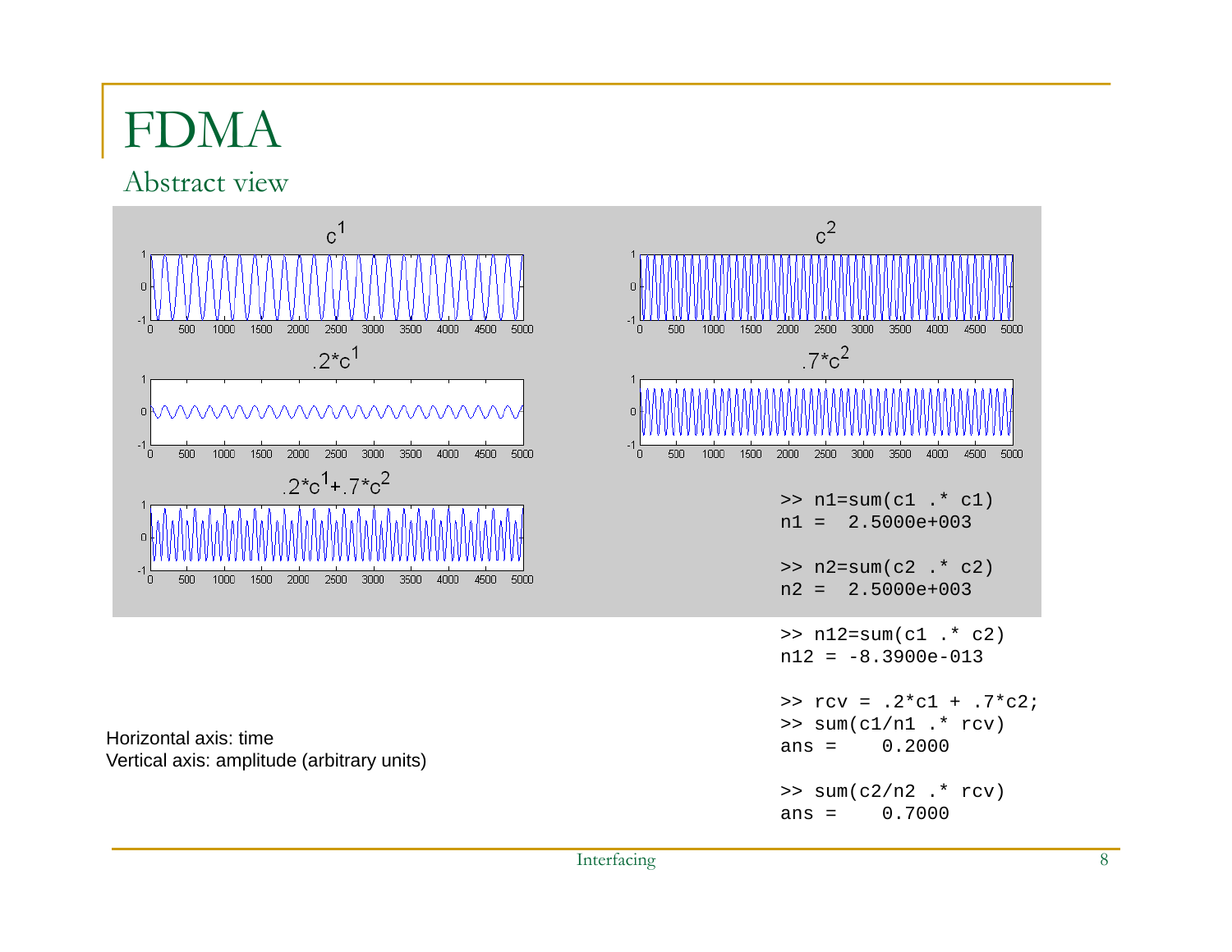# FDMA

## Abstract view

$c^1$

$c^2$

$.2*c^1$

$.7*c^2$

$.2*c^1+.7*c^2$

```
>> n1=sum(c1 .* c1)
n1 =  2.5000e+003

>> n2=sum(c2 .* c2)
n2 =  2.5000e+003

>> n12=sum(c1 .* c2)
n12 = -8.3900e-013

>> rcv = .2*c1 + .7*c2;
>> sum(c1/n1 .* rcv)
ans =     0.2000

>> sum(c2/n2 .* rcv)
ans =     0.7000
```

Horizontal axis: time
Vertical axis: amplitude (arbitrary units)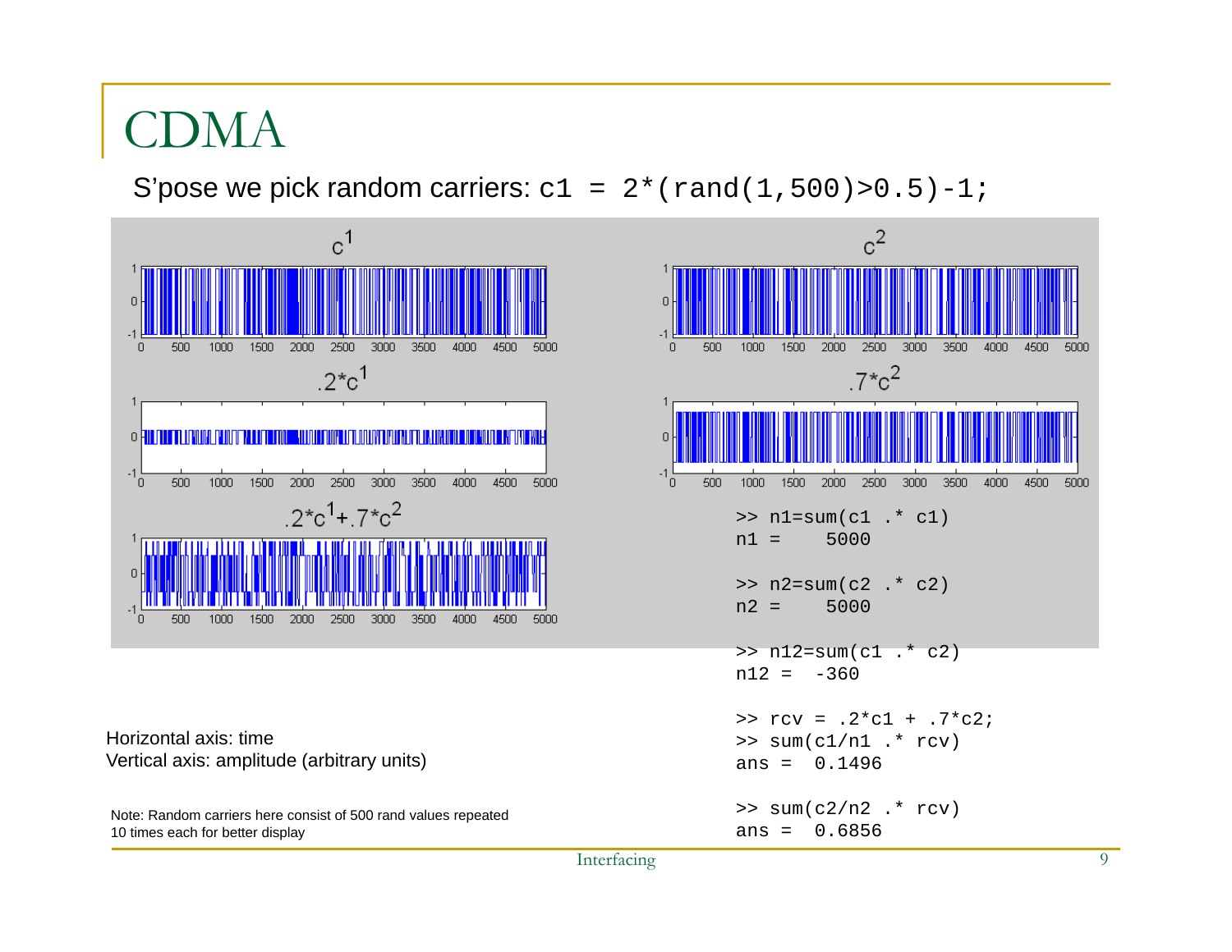# CDMA

S'pose we pick random carriers: `c1 = 2*(rand(1,500)>0.5)-1;`

```
>> n1=sum(c1 .* c1)
n1 =    5000

>> n2=sum(c2 .* c2)
n2 =    5000

>> n12=sum(c1 .* c2)
n12 =  -360

>> rcv = .2*c1 + .7*c2;
>> sum(c1/n1 .* rcv)
ans =  0.1496

>> sum(c2/n2 .* rcv)
ans =  0.6856
```

Horizontal axis: time
Vertical axis: amplitude (arbitrary units)

Note: Random carriers here consist of 500 rand values repeated 10 times each for better display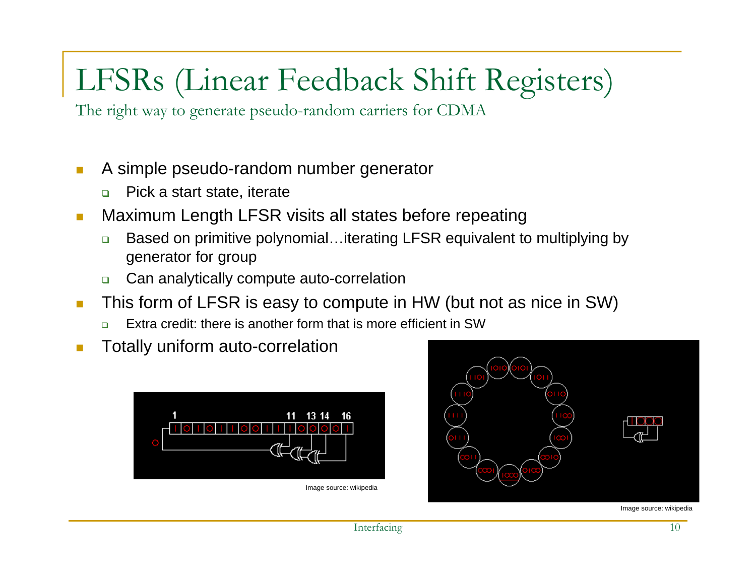# LFSRs (Linear Feedback Shift Registers)

The right way to generate pseudo-random carriers for CDMA

- A simple pseudo-random number generator
  - Pick a start state, iterate
- Maximum Length LFSR visits all states before repeating
  - Based on primitive polynomial…iterating LFSR equivalent to multiplying by generator for group
  - Can analytically compute auto-correlation
- This form of LFSR is easy to compute in HW (but not as nice in SW)
  - Extra credit: there is another form that is more efficient in SW
- Totally uniform auto-correlation

Image source: wikipedia

Image source: wikipedia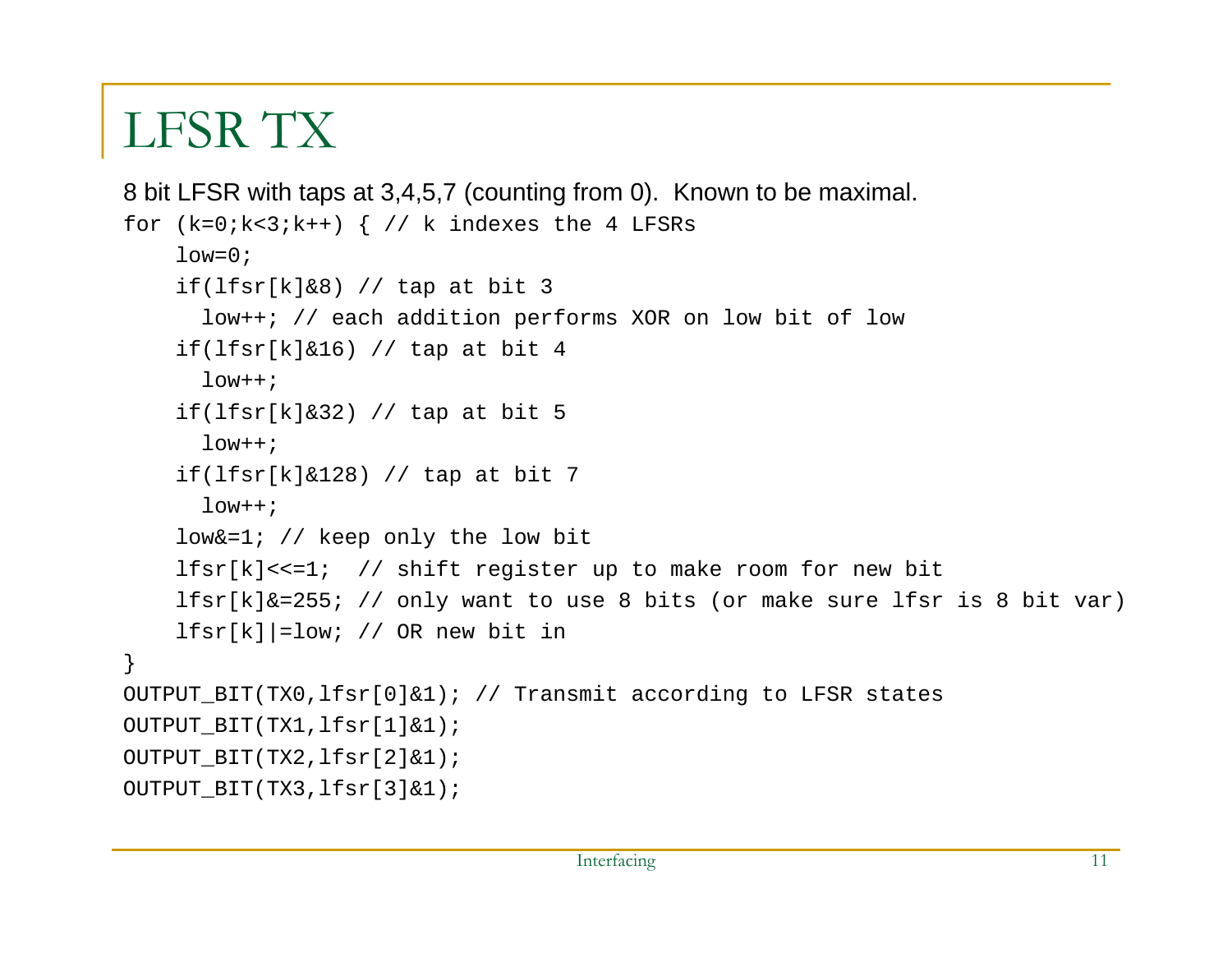# LFSR TX

8 bit LFSR with taps at 3,4,5,7 (counting from 0). Known to be maximal.

```
for (k=0;k<3;k++) { // k indexes the 4 LFSRs
    low=0;
    if(lfsr[k]&8) // tap at bit 3
      low++; // each addition performs XOR on low bit of low
    if(lfsr[k]&16) // tap at bit 4
      low++;
    if(lfsr[k]&32) // tap at bit 5
      low++;
    if(lfsr[k]&128) // tap at bit 7
      low++;
    low&=1; // keep only the low bit
    lfsr[k]<<=1;  // shift register up to make room for new bit
    lfsr[k]&=255; // only want to use 8 bits (or make sure lfsr is 8 bit var)
    lfsr[k]|=low; // OR new bit in
}
OUTPUT_BIT(TX0,lfsr[0]&1); // Transmit according to LFSR states
OUTPUT_BIT(TX1,lfsr[1]&1);
OUTPUT_BIT(TX2,lfsr[2]&1);
OUTPUT_BIT(TX3,lfsr[3]&1);
```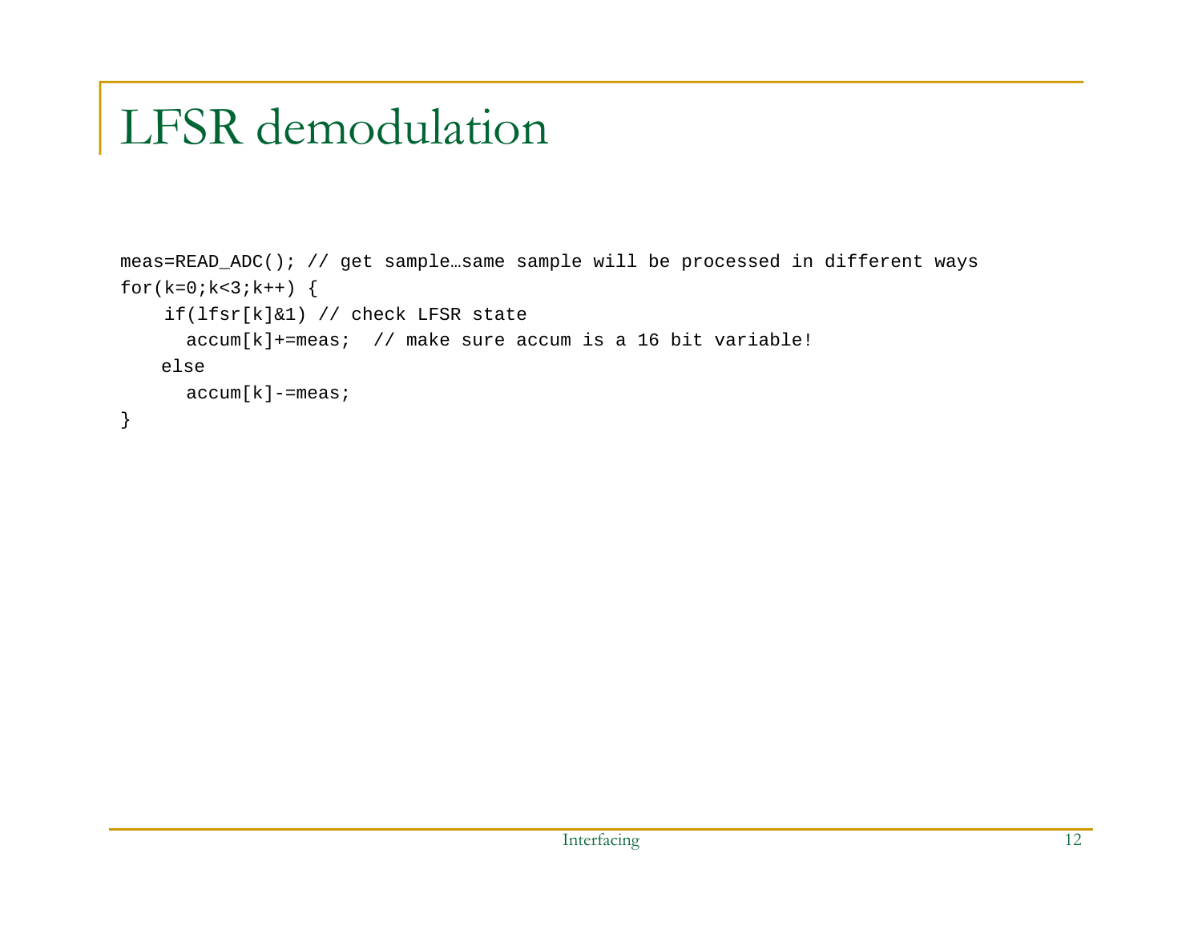# LFSR demodulation

```
meas=READ_ADC(); // get sample…same sample will be processed in different ways
for(k=0;k<3;k++) {
    if(lfsr[k]&1) // check LFSR state
      accum[k]+=meas;  // make sure accum is a 16 bit variable!
    else
      accum[k]-=meas;
}
```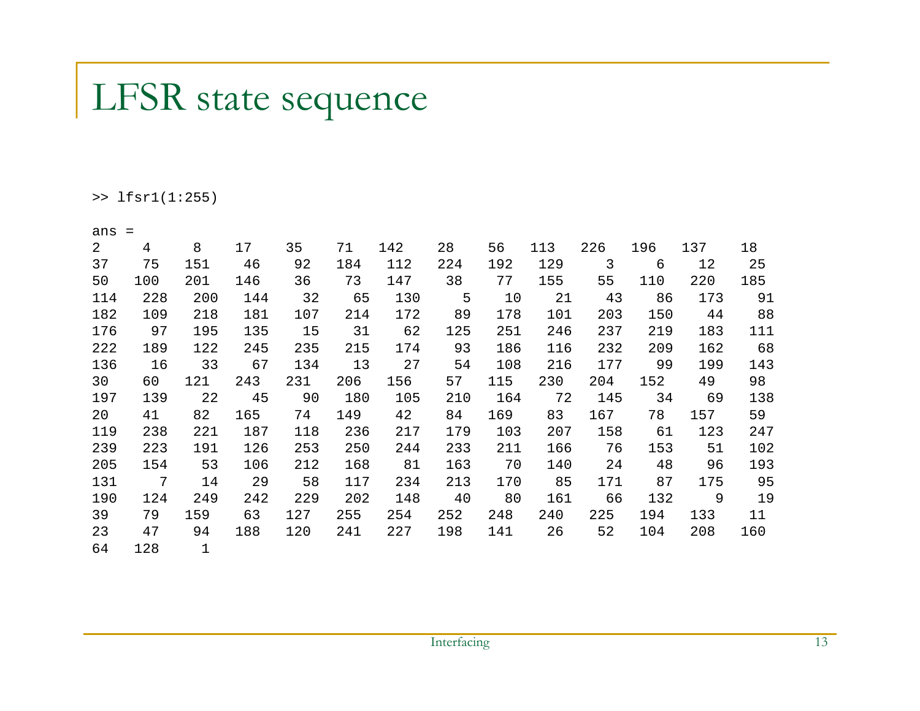# LFSR state sequence

```
>> lfsr1(1:255)

ans =
2     4     8    17    35    71   142    28    56   113   226   196   137    18
37    75   151    46    92   184   112   224   192   129     3     6    12    25
50   100   201   146    36    73   147    38    77   155    55   110   220   185
114   228   200   144    32    65   130     5    10    21    43    86   173    91
182   109   218   181   107   214   172    89   178   101   203   150    44    88
176    97   195   135    15    31    62   125   251   246   237   219   183   111
222   189   122   245   235   215   174    93   186   116   232   209   162    68
136    16    33    67   134    13    27    54   108   216   177    99   199   143
30    60   121   243   231   206   156    57   115   230   204   152    49    98
197   139    22    45    90   180   105   210   164    72   145    34    69   138
20    41    82   165    74   149    42    84   169    83   167    78   157    59
119   238   221   187   118   236   217   179   103   207   158    61   123   247
239   223   191   126   253   250   244   233   211   166    76   153    51   102
205   154    53   106   212   168    81   163    70   140    24    48    96   193
131     7    14    29    58   117   234   213   170    85   171    87   175    95
190   124   249   242   229   202   148    40    80   161    66   132     9    19
39    79   159    63   127   255   254   252   248   240   225   194   133    11
23    47    94   188   120   241   227   198   141    26    52   104   208   160
64   128     1
```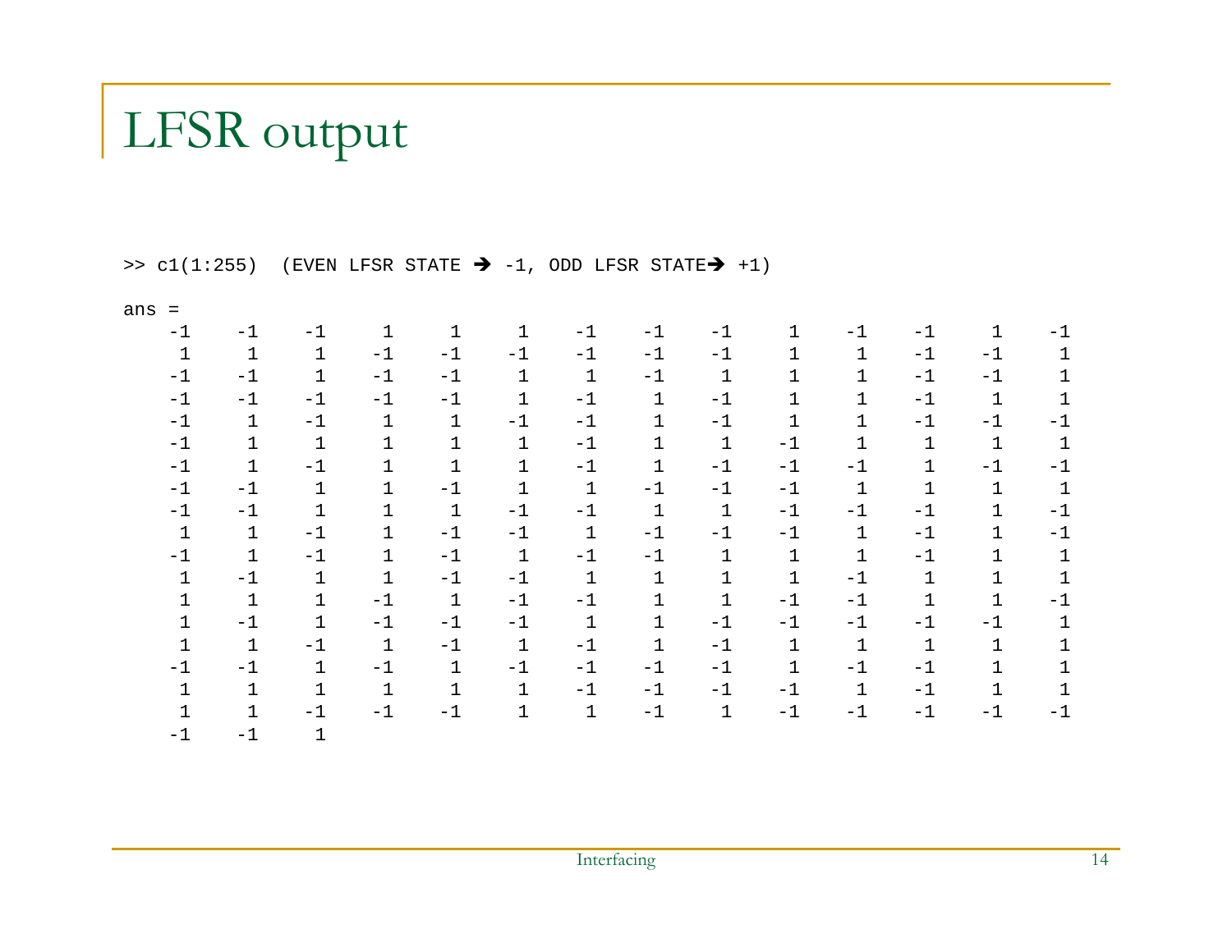# LFSR output

```
>> c1(1:255)  (EVEN LFSR STATE ➔ -1, ODD LFSR STATE➔ +1)

ans =
    -1    -1    -1     1     1     1    -1    -1    -1     1    -1    -1     1    -1
     1     1     1    -1    -1    -1    -1    -1    -1     1     1    -1    -1     1
    -1    -1     1    -1    -1     1     1    -1     1     1     1    -1    -1     1
    -1    -1    -1    -1    -1     1    -1     1    -1     1     1    -1     1     1
    -1     1    -1     1     1    -1    -1     1    -1     1     1    -1    -1    -1
    -1     1     1     1     1     1    -1     1     1    -1     1     1     1     1
    -1     1    -1     1     1     1    -1     1    -1    -1    -1     1    -1    -1
    -1    -1     1     1    -1     1     1    -1    -1    -1     1     1     1     1
    -1    -1     1     1     1    -1    -1     1     1    -1    -1    -1     1    -1
     1     1    -1     1    -1    -1     1    -1    -1    -1     1    -1     1    -1
    -1     1    -1     1    -1     1    -1    -1     1     1     1    -1     1     1
     1    -1     1     1    -1    -1     1     1     1     1    -1     1     1     1
     1     1     1    -1     1    -1    -1     1     1    -1    -1     1     1    -1
     1    -1     1    -1    -1    -1     1     1    -1    -1    -1    -1    -1     1
     1     1    -1     1    -1     1    -1     1    -1     1     1     1     1     1
    -1    -1     1    -1     1    -1    -1    -1    -1     1    -1    -1     1     1
     1     1     1     1     1     1    -1    -1    -1    -1     1    -1     1     1
     1     1    -1    -1    -1     1     1    -1     1    -1    -1    -1    -1    -1
    -1    -1     1
```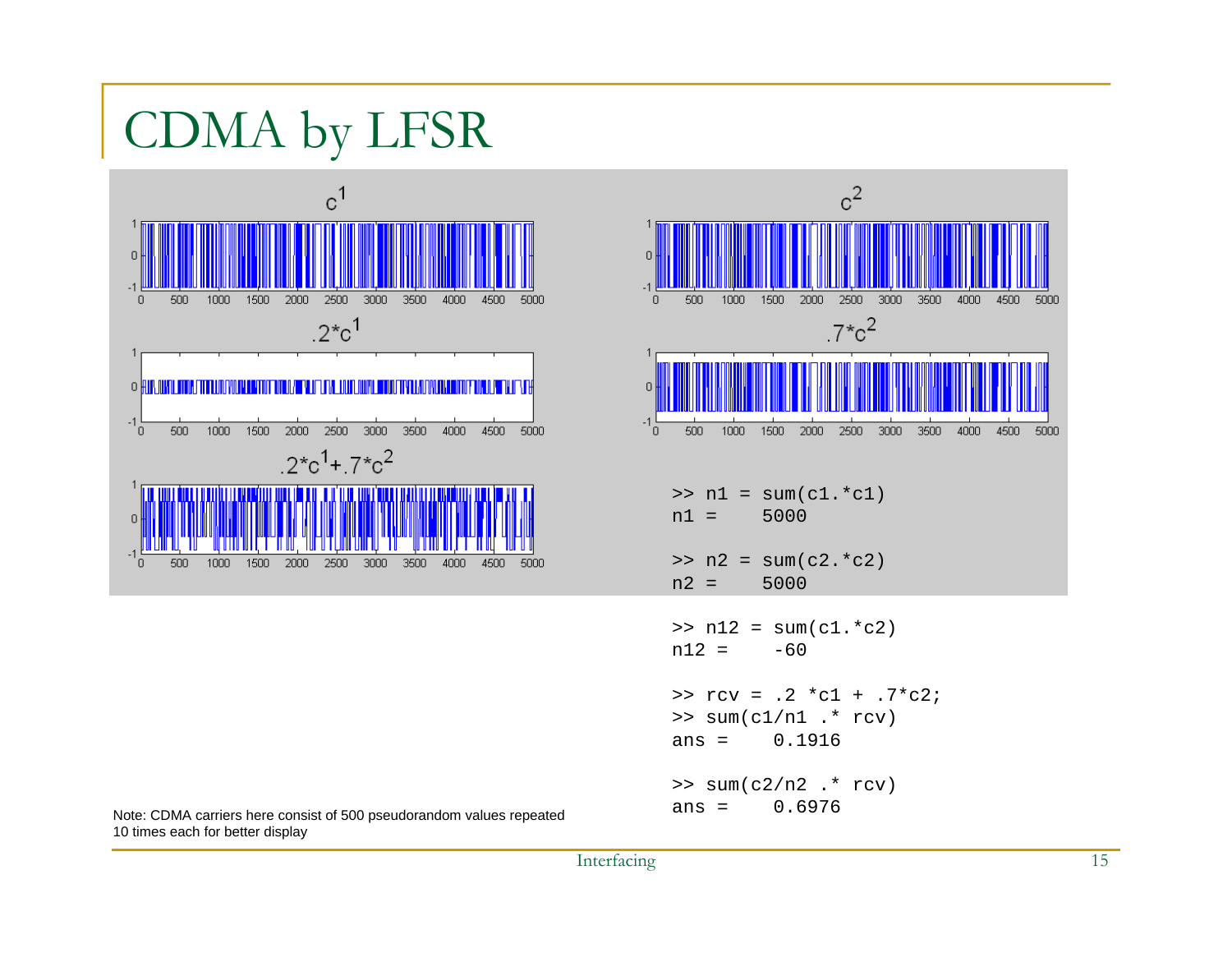# CDMA by LFSR

```
>> n1 = sum(c1.*c1)
n1 =     5000

>> n2 = sum(c2.*c2)
n2 =     5000

>> n12 = sum(c1.*c2)
n12 =    -60

>> rcv = .2 *c1 + .7*c2;
>> sum(c1/n1 .* rcv)
ans =    0.1916

>> sum(c2/n2 .* rcv)
ans =    0.6976
```

Note: CDMA carriers here consist of 500 pseudorandom values repeated 10 times each for better display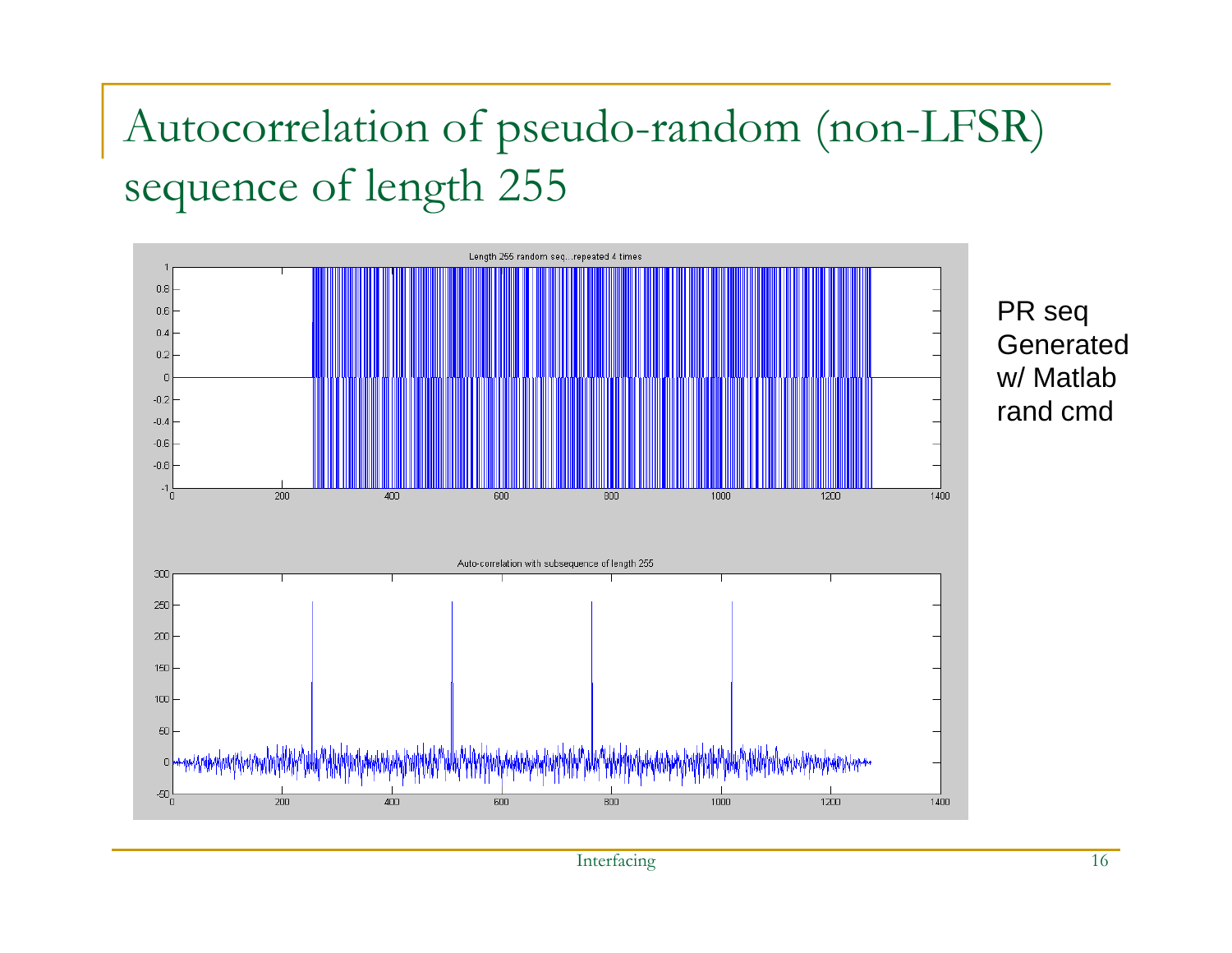# Autocorrelation of pseudo-random (non-LFSR) sequence of length 255

PR seq Generated w/ Matlab rand cmd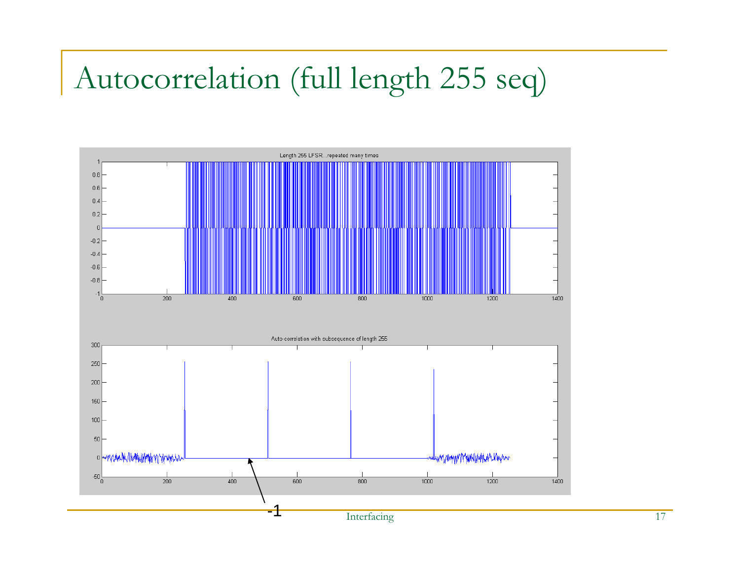# Autocorrelation (full length 255 seq)

Length 255 LFSR...repeated many times

Auto-correlation with subsequence of length 255

-1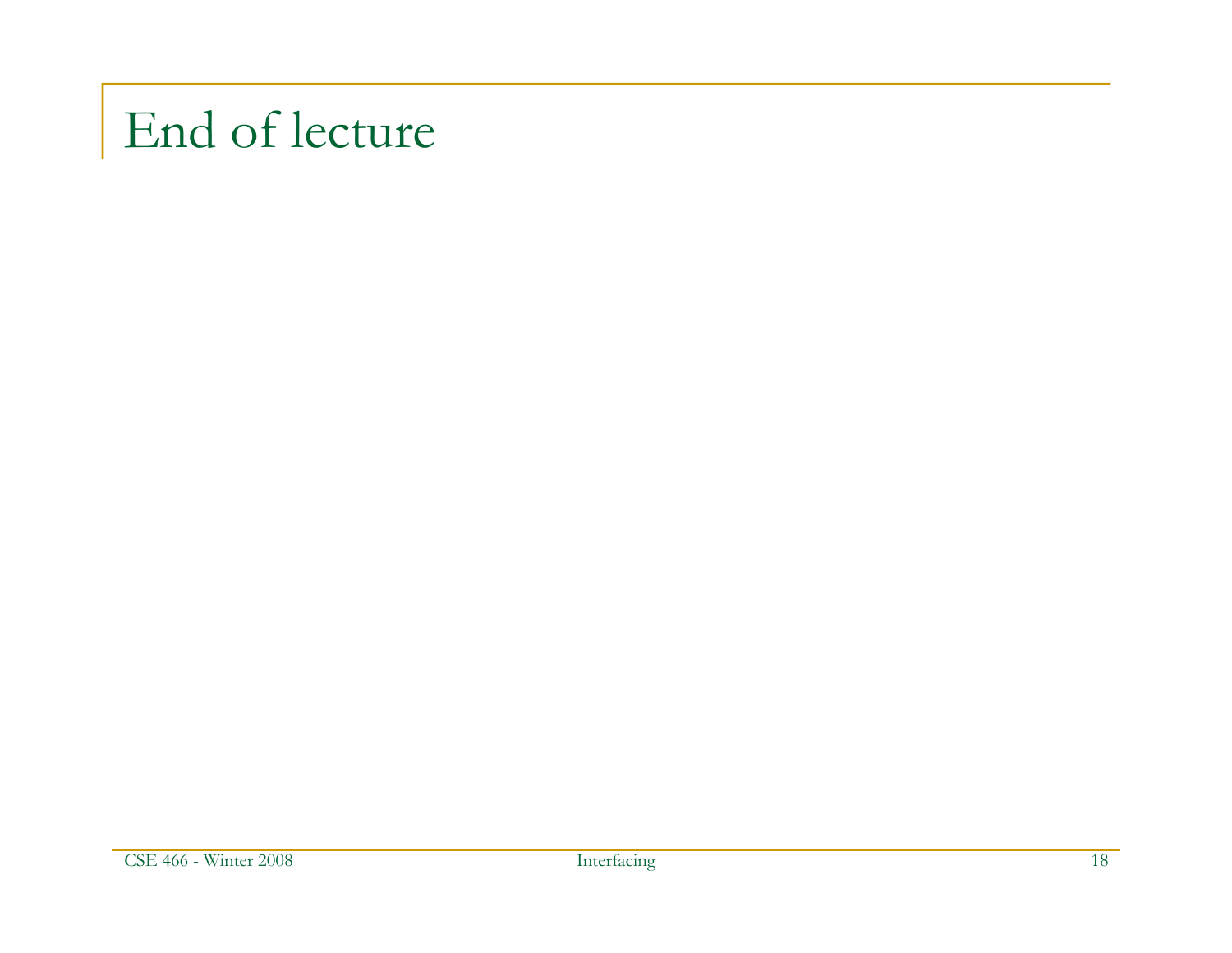# End of lecture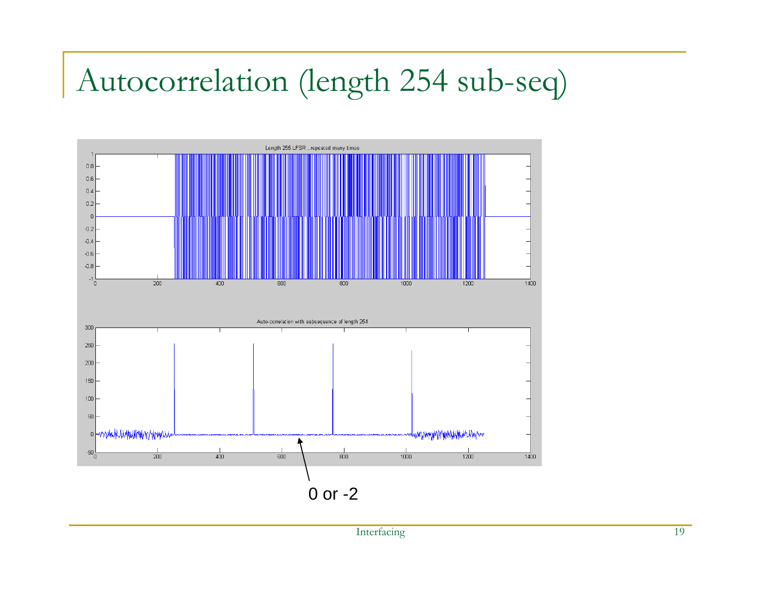# Autocorrelation (length 254 sub-seq)

Length 255 LFSR ...repeated many times

Auto-correlation with subsequence of length 254

0 or -2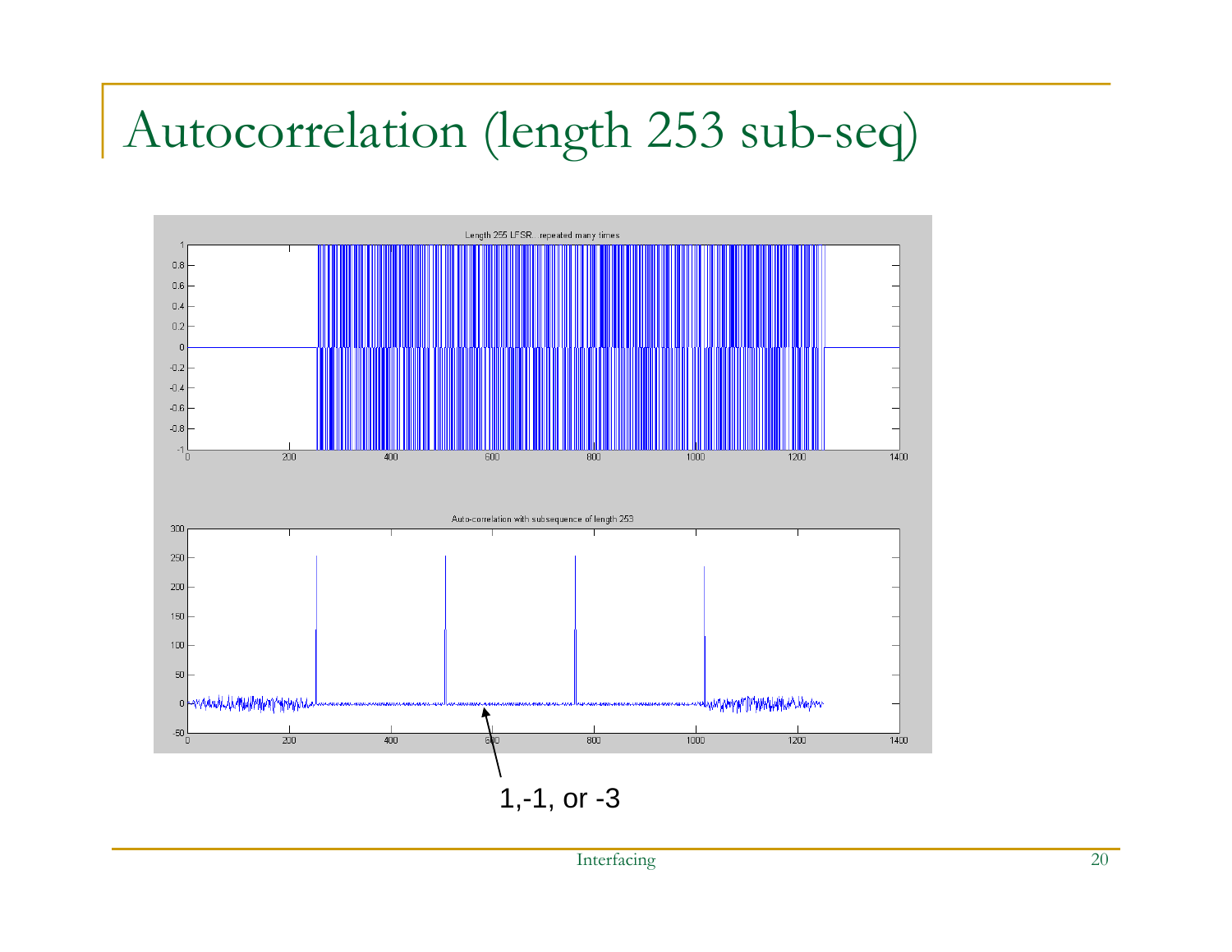# Autocorrelation (length 253 sub-seq)

Length 255 LFSR...repeated many times

Auto-correlation with subsequence of length 253

1,-1, or -3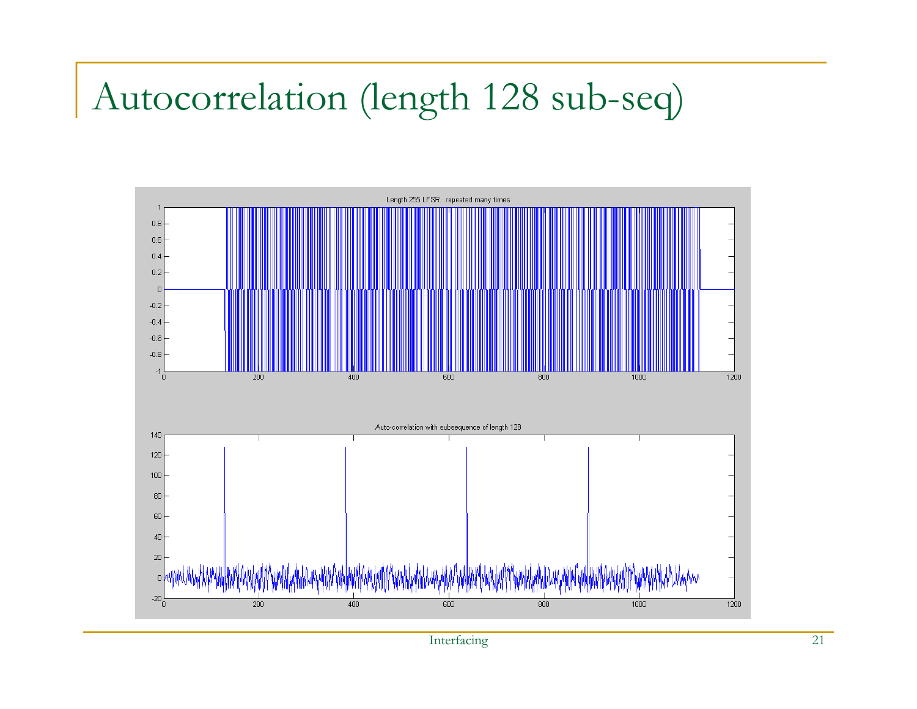# Autocorrelation (length 128 sub-seq)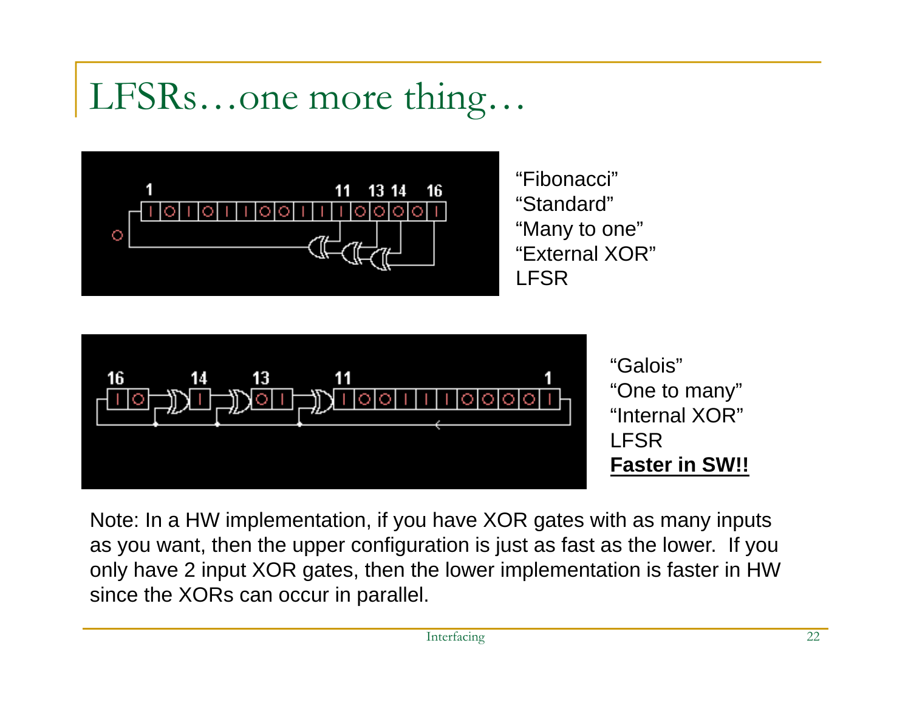# LFSRs…one more thing…

“Fibonacci”
“Standard”
“Many to one”
“External XOR”
LFSR

“Galois”
“One to many”
“Internal XOR”
LFSR
**<u>Faster in SW!!</u>**

Note: In a HW implementation, if you have XOR gates with as many inputs as you want, then the upper configuration is just as fast as the lower. If you only have 2 input XOR gates, then the lower implementation is faster in HW since the XORs can occur in parallel.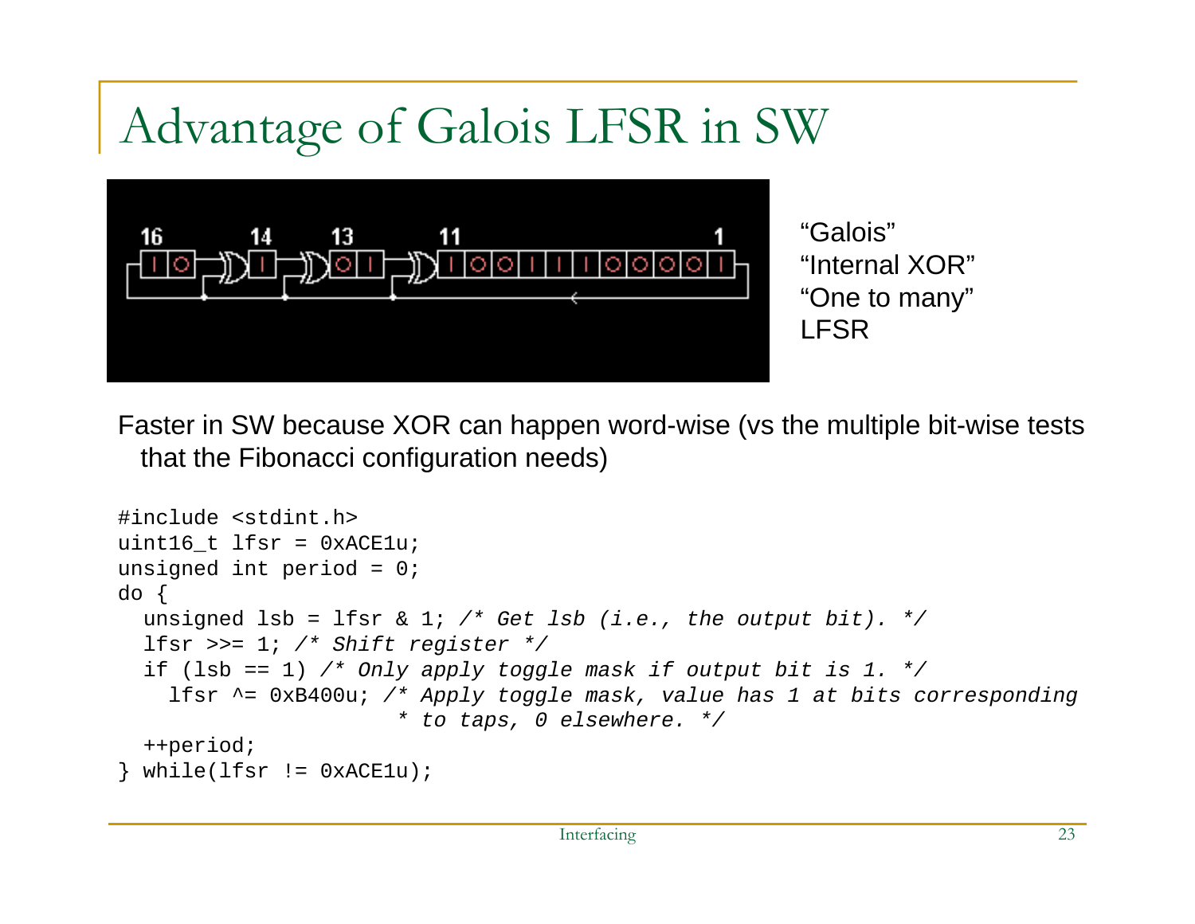# Advantage of Galois LFSR in SW

"Galois"
"Internal XOR"
"One to many"
LFSR

Faster in SW because XOR can happen word-wise (vs the multiple bit-wise tests that the Fibonacci configuration needs)

```
#include <stdint.h>
uint16_t lfsr = 0xACE1u;
unsigned int period = 0;
do {
  unsigned lsb = lfsr & 1; /* Get lsb (i.e., the output bit). */
  lfsr >>= 1; /* Shift register */
  if (lsb == 1) /* Only apply toggle mask if output bit is 1. */
    lfsr ^= 0xB400u; /* Apply toggle mask, value has 1 at bits corresponding
                      * to taps, 0 elsewhere. */
  ++period;
} while(lfsr != 0xACE1u);
```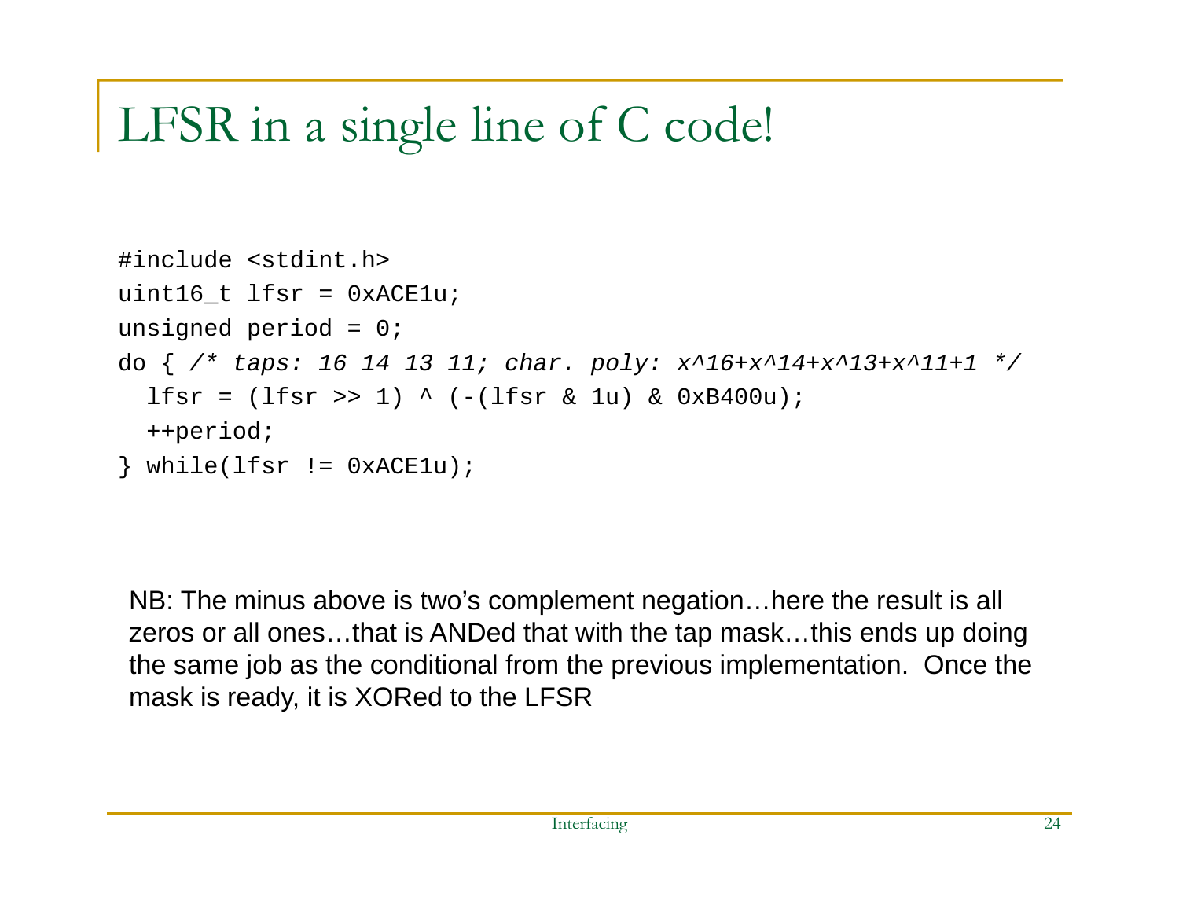# LFSR in a single line of C code!

```
#include <stdint.h>
uint16_t lfsr = 0xACE1u;
unsigned period = 0;
do { /* taps: 16 14 13 11; char. poly: x^16+x^14+x^13+x^11+1 */
  lfsr = (lfsr >> 1) ^ (-(lfsr & 1u) & 0xB400u);
  ++period;
} while(lfsr != 0xACE1u);
```

NB: The minus above is two's complement negation…here the result is all zeros or all ones…that is ANDed that with the tap mask…this ends up doing the same job as the conditional from the previous implementation. Once the mask is ready, it is XORed to the LFSR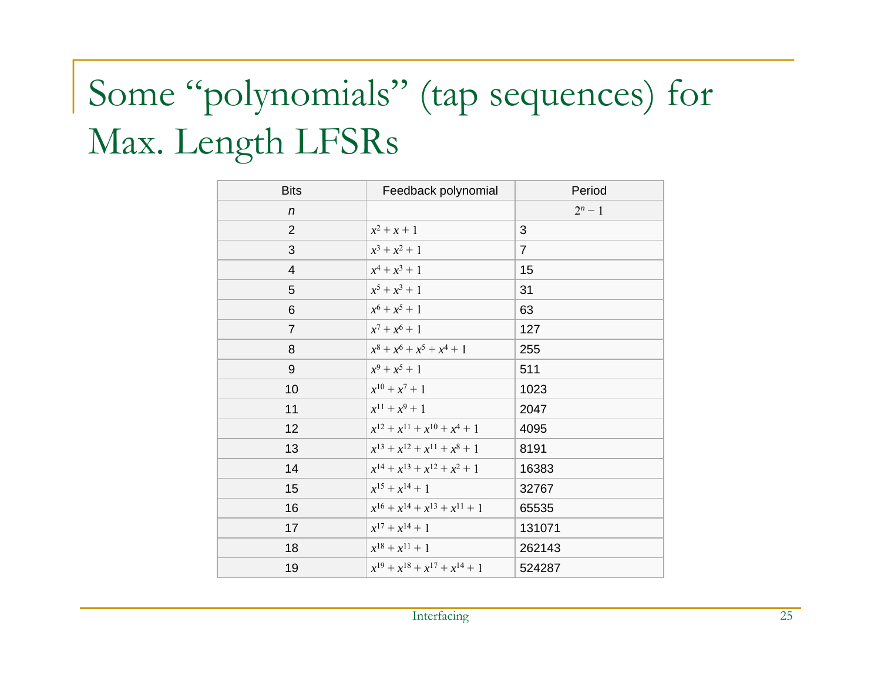# Some "polynomials" (tap sequences) for Max. Length LFSRs

| Bits | Feedback polynomial | Period |
|---|---|---|
| $n$ | | $2^n - 1$ |
| 2 | $x^2 + x + 1$ | 3 |
| 3 | $x^3 + x^2 + 1$ | 7 |
| 4 | $x^4 + x^3 + 1$ | 15 |
| 5 | $x^5 + x^3 + 1$ | 31 |
| 6 | $x^6 + x^5 + 1$ | 63 |
| 7 | $x^7 + x^6 + 1$ | 127 |
| 8 | $x^8 + x^6 + x^5 + x^4 + 1$ | 255 |
| 9 | $x^9 + x^5 + 1$ | 511 |
| 10 | $x^{10} + x^7 + 1$ | 1023 |
| 11 | $x^{11} + x^9 + 1$ | 2047 |
| 12 | $x^{12} + x^{11} + x^{10} + x^4 + 1$ | 4095 |
| 13 | $x^{13} + x^{12} + x^{11} + x^8 + 1$ | 8191 |
| 14 | $x^{14} + x^{13} + x^{12} + x^2 + 1$ | 16383 |
| 15 | $x^{15} + x^{14} + 1$ | 32767 |
| 16 | $x^{16} + x^{14} + x^{13} + x^{11} + 1$ | 65535 |
| 17 | $x^{17} + x^{14} + 1$ | 131071 |
| 18 | $x^{18} + x^{11} + 1$ | 262143 |
| 19 | $x^{19} + x^{18} + x^{17} + x^{14} + 1$ | 524287 |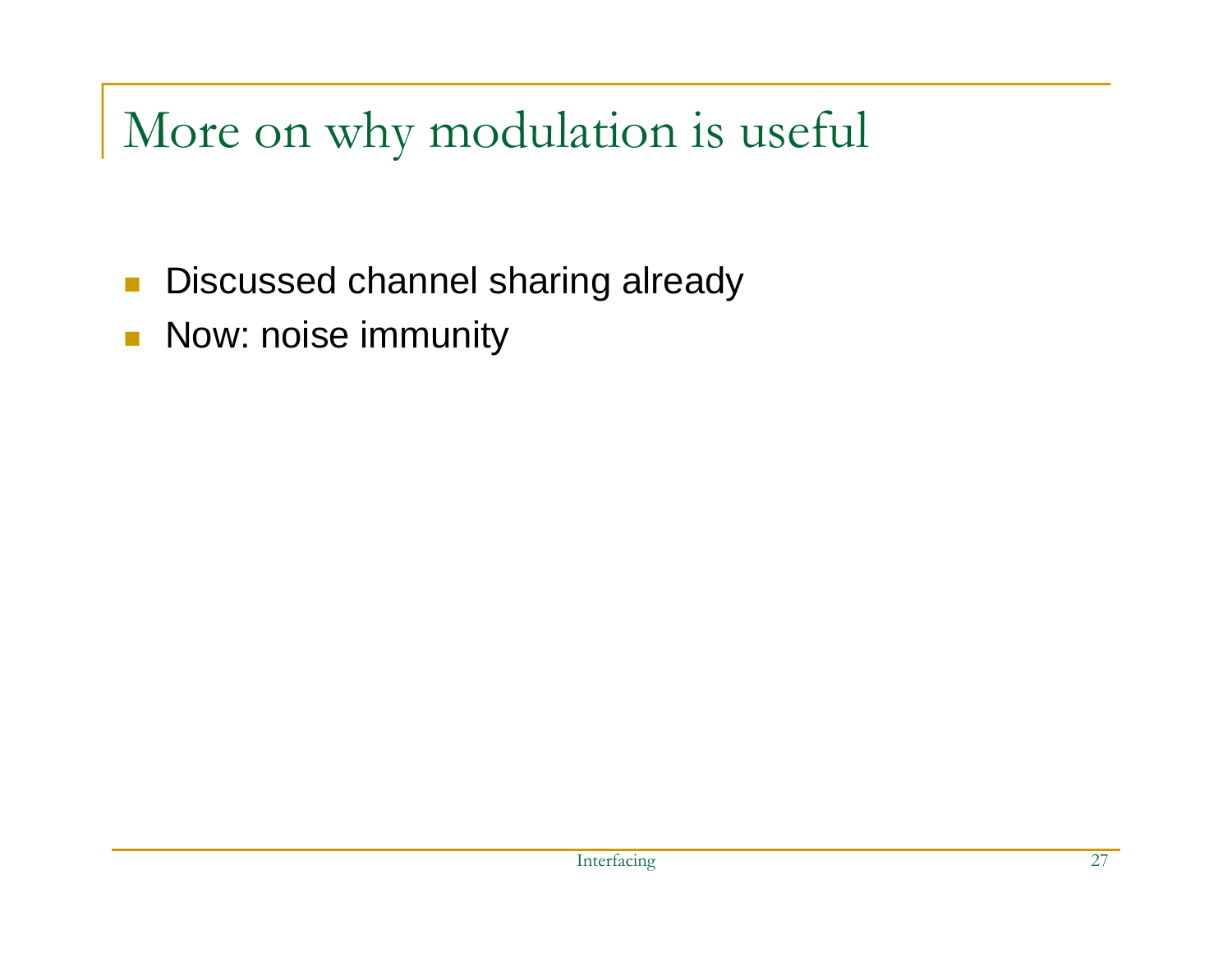# More on why modulation is useful

- Discussed channel sharing already
- Now: noise immunity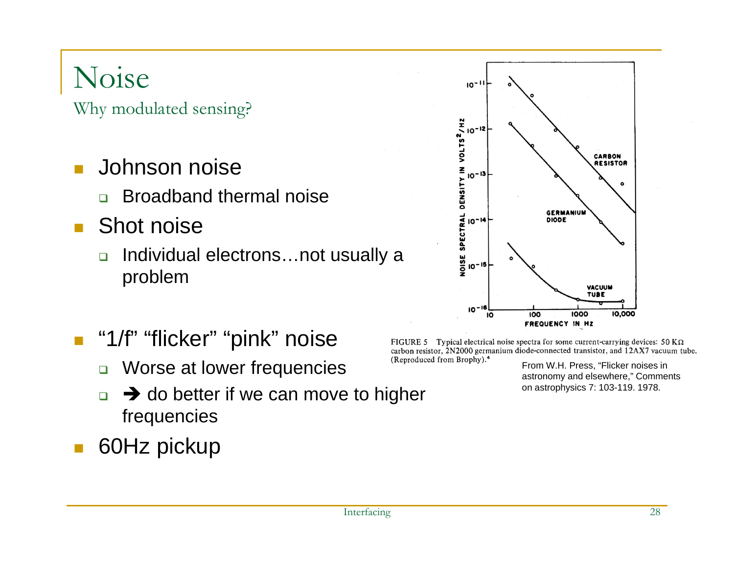# Noise

## Why modulated sensing?

- Johnson noise
  - Broadband thermal noise
- Shot noise
  - Individual electrons…not usually a problem
- "1/f" "flicker" "pink" noise
  - Worse at lower frequencies
  - ➔ do better if we can move to higher frequencies
- 60Hz pickup

FIGURE 5 Typical electrical noise spectra for some current-carrying devices: 50 KΩ carbon resistor, 2N2000 germanium diode-connected transistor, and 12AX7 vacuum tube. (Reproduced from Brophy).[4]

From W.H. Press, "Flicker noises in astronomy and elsewhere," Comments on astrophysics 7: 103-119. 1978.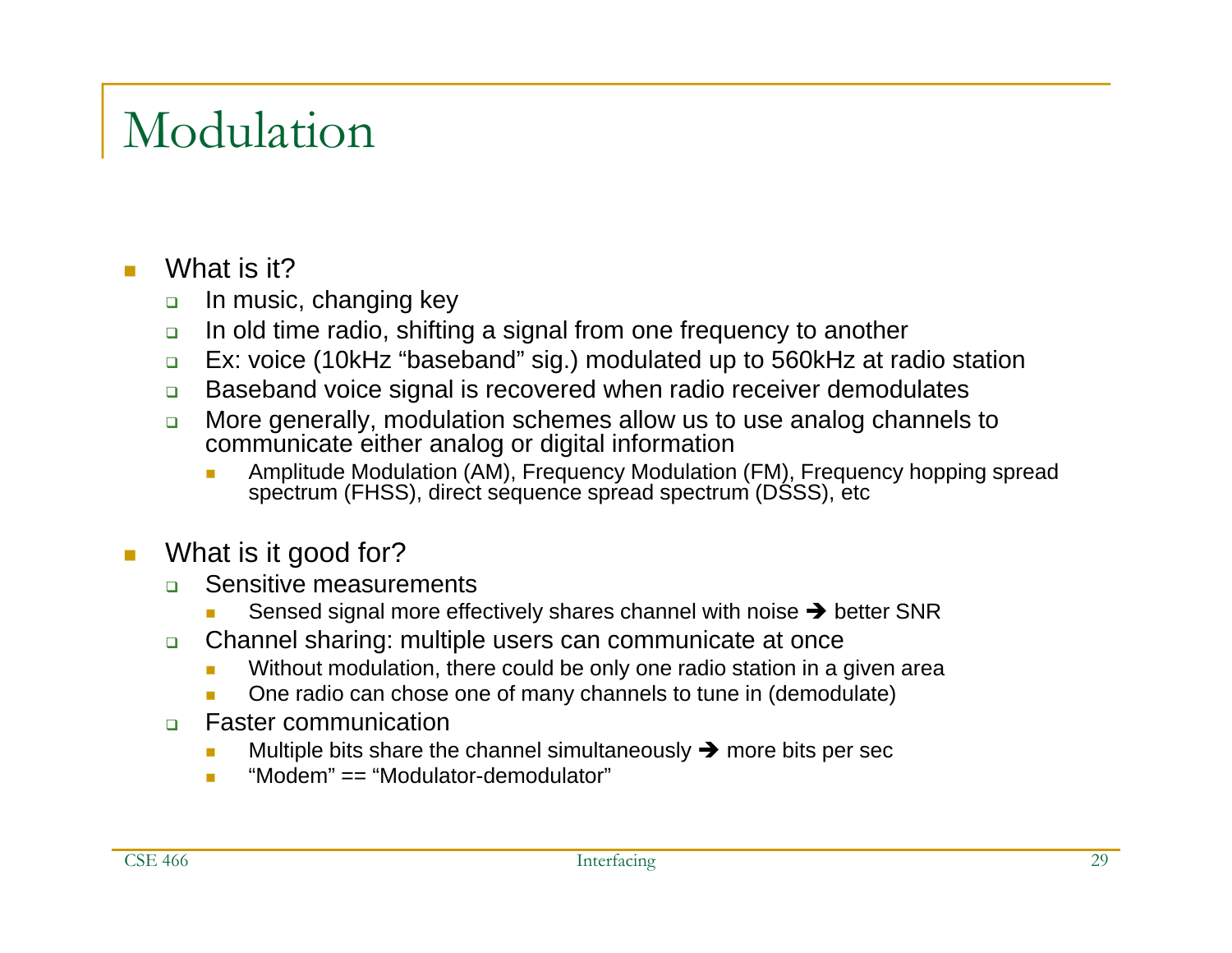# Modulation

- What is it?
  - In music, changing key
  - In old time radio, shifting a signal from one frequency to another
  - Ex: voice (10kHz "baseband" sig.) modulated up to 560kHz at radio station
  - Baseband voice signal is recovered when radio receiver demodulates
  - More generally, modulation schemes allow us to use analog channels to communicate either analog or digital information
    - Amplitude Modulation (AM), Frequency Modulation (FM), Frequency hopping spread spectrum (FHSS), direct sequence spread spectrum (DSSS), etc

- What is it good for?
  - Sensitive measurements
    - Sensed signal more effectively shares channel with noise ➔ better SNR
  - Channel sharing: multiple users can communicate at once
    - Without modulation, there could be only one radio station in a given area
    - One radio can chose one of many channels to tune in (demodulate)
  - Faster communication
    - Multiple bits share the channel simultaneously ➔ more bits per sec
    - "Modem" == "Modulator-demodulator"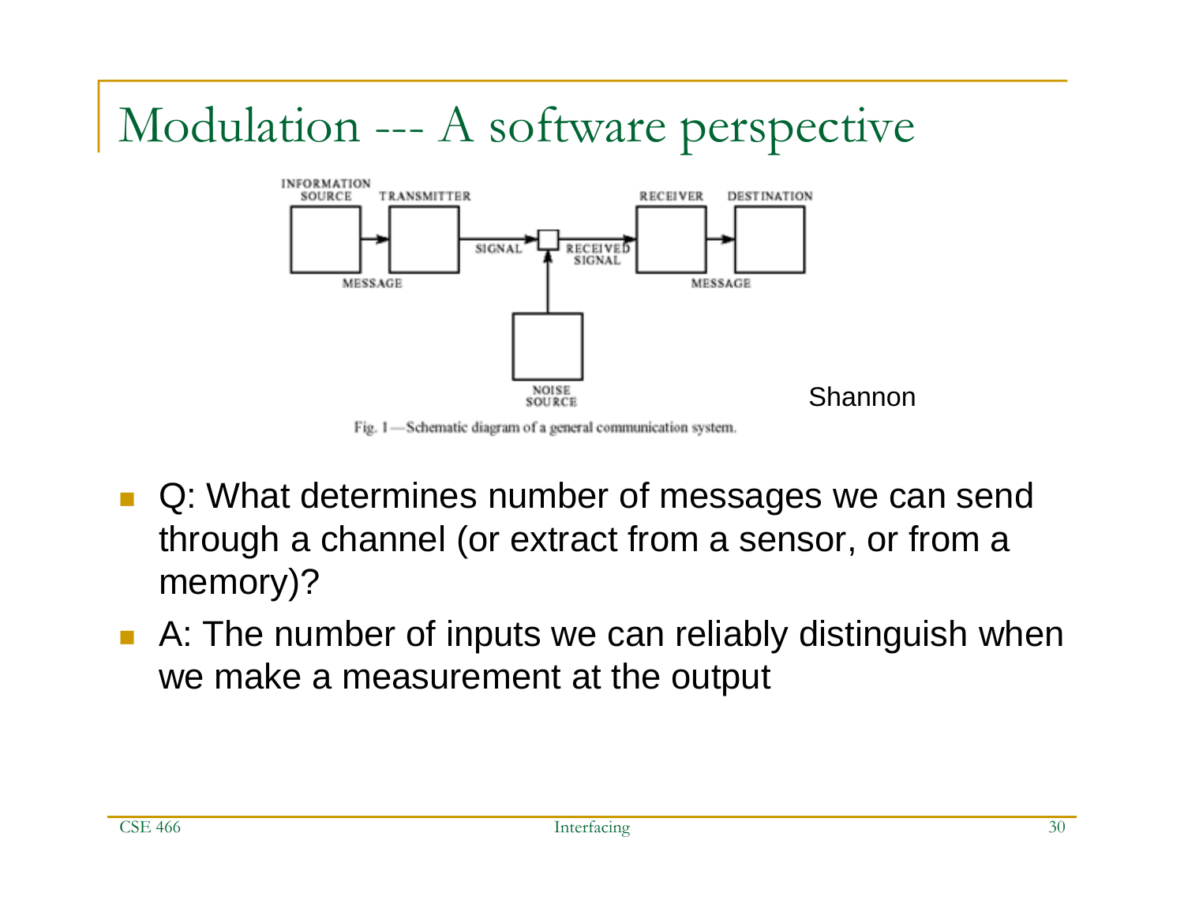# Modulation --- A software perspective

INFORMATION SOURCE → TRANSMITTER → SIGNAL → RECEIVED SIGNAL → RECEIVER → DESTINATION

MESSAGE — NOISE SOURCE — MESSAGE

Shannon

Fig. 1—Schematic diagram of a general communication system.

- Q: What determines number of messages we can send through a channel (or extract from a sensor, or from a memory)?
- A: The number of inputs we can reliably distinguish when we make a measurement at the output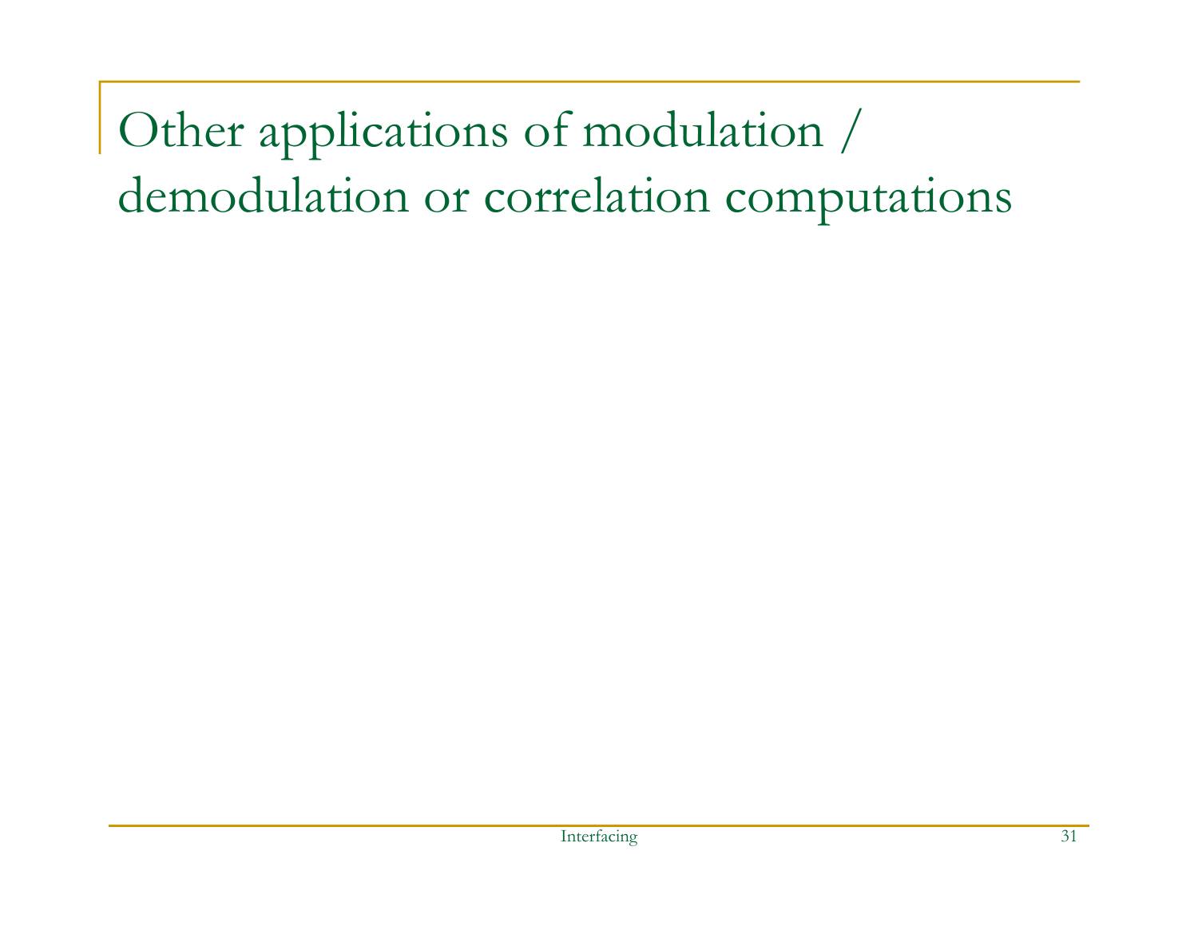# Other applications of modulation / demodulation or correlation computations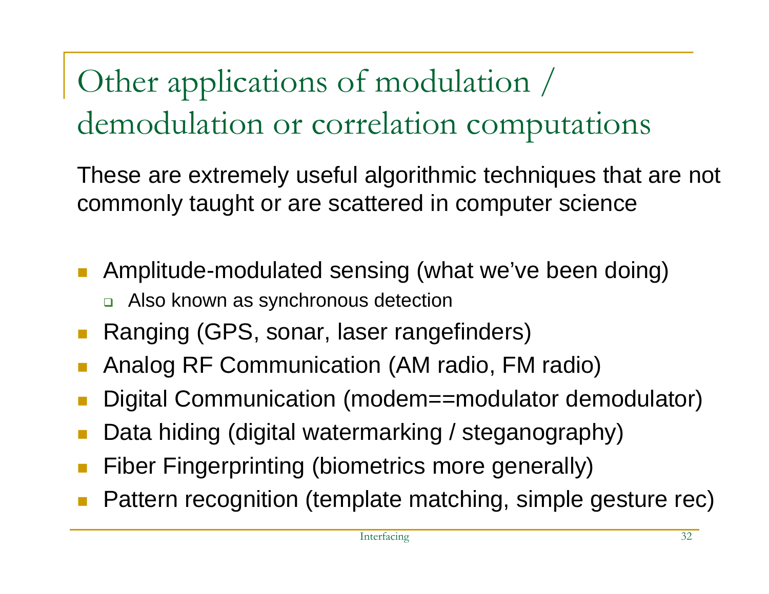# Other applications of modulation / demodulation or correlation computations

These are extremely useful algorithmic techniques that are not commonly taught or are scattered in computer science

- Amplitude-modulated sensing (what we've been doing)
  - Also known as synchronous detection
- Ranging (GPS, sonar, laser rangefinders)
- Analog RF Communication (AM radio, FM radio)
- Digital Communication (modem==modulator demodulator)
- Data hiding (digital watermarking / steganography)
- Fiber Fingerprinting (biometrics more generally)
- Pattern recognition (template matching, simple gesture rec)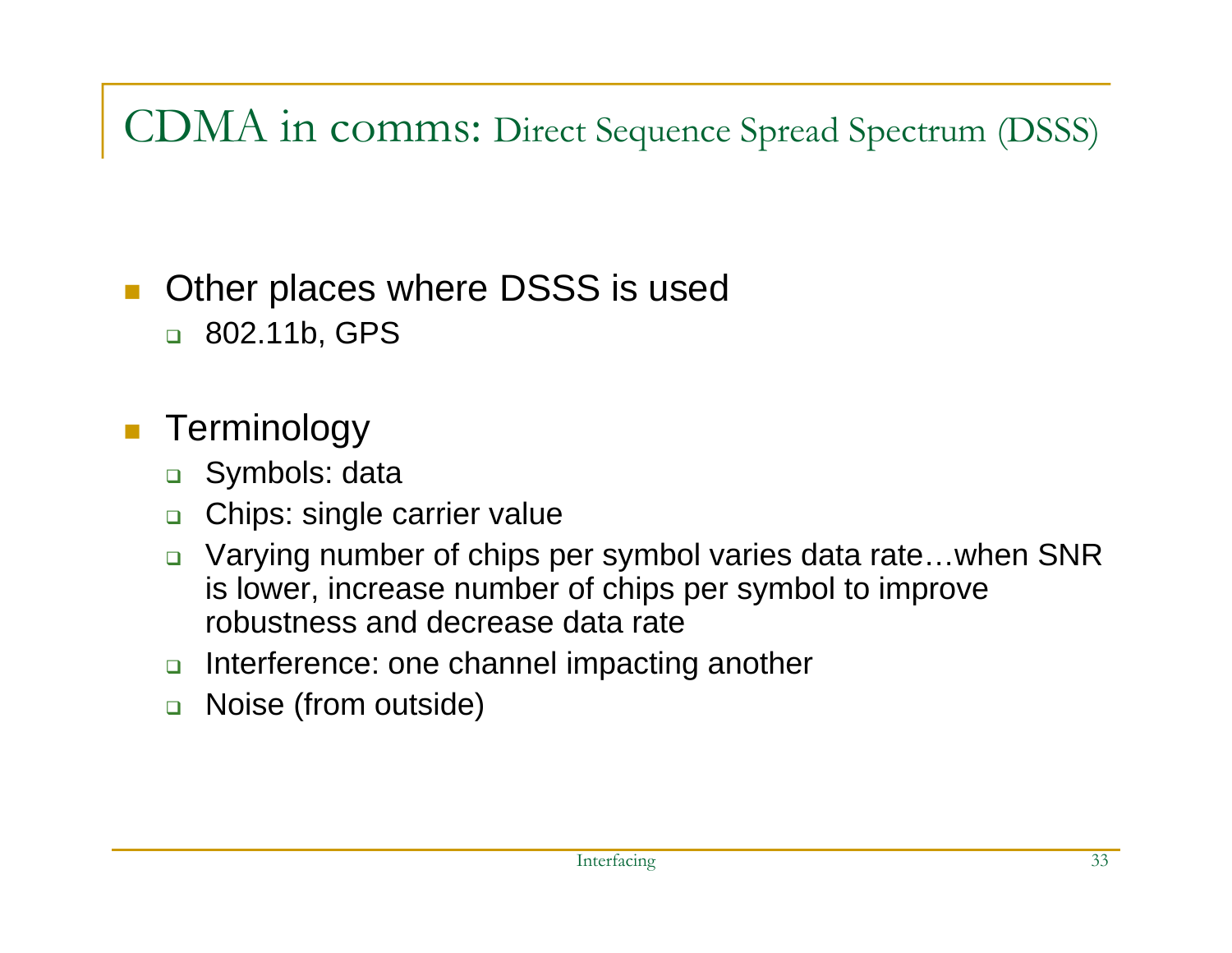# CDMA in comms: Direct Sequence Spread Spectrum (DSSS)

- Other places where DSSS is used
  - 802.11b, GPS

- Terminology
  - Symbols: data
  - Chips: single carrier value
  - Varying number of chips per symbol varies data rate…when SNR is lower, increase number of chips per symbol to improve robustness and decrease data rate
  - Interference: one channel impacting another
  - Noise (from outside)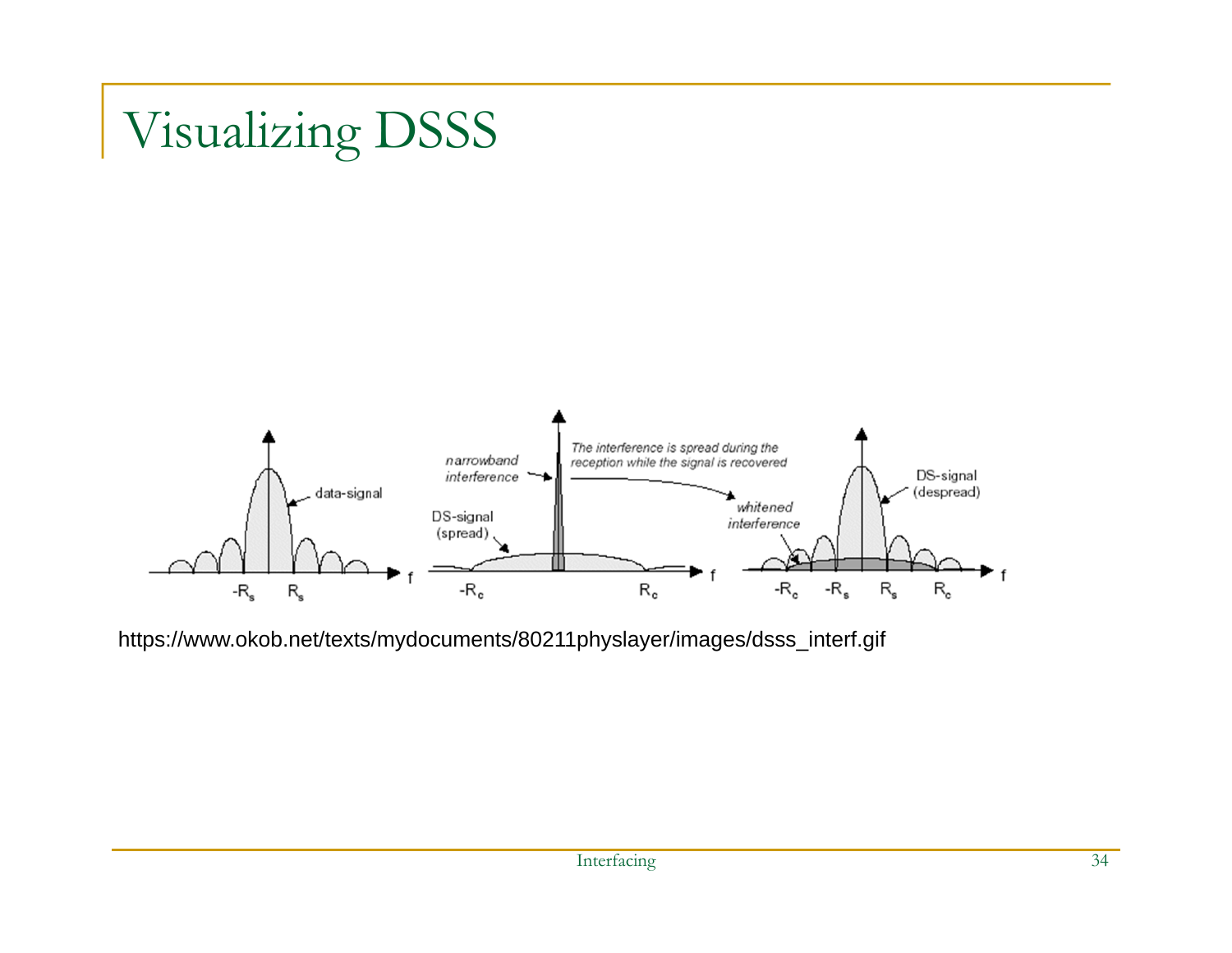# Visualizing DSSS

https://www.okob.net/texts/mydocuments/80211physlayer/images/dsss_interf.gif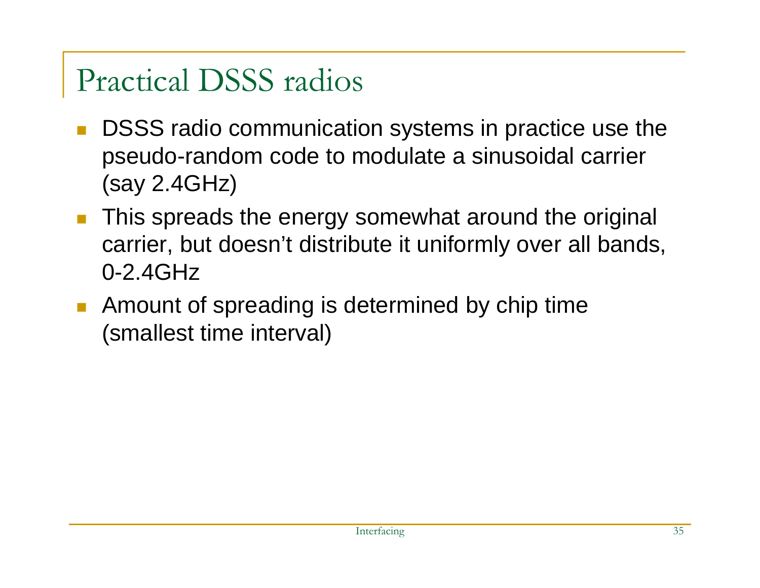# Practical DSSS radios

- DSSS radio communication systems in practice use the pseudo-random code to modulate a sinusoidal carrier (say 2.4GHz)
- This spreads the energy somewhat around the original carrier, but doesn't distribute it uniformly over all bands, 0-2.4GHz
- Amount of spreading is determined by chip time (smallest time interval)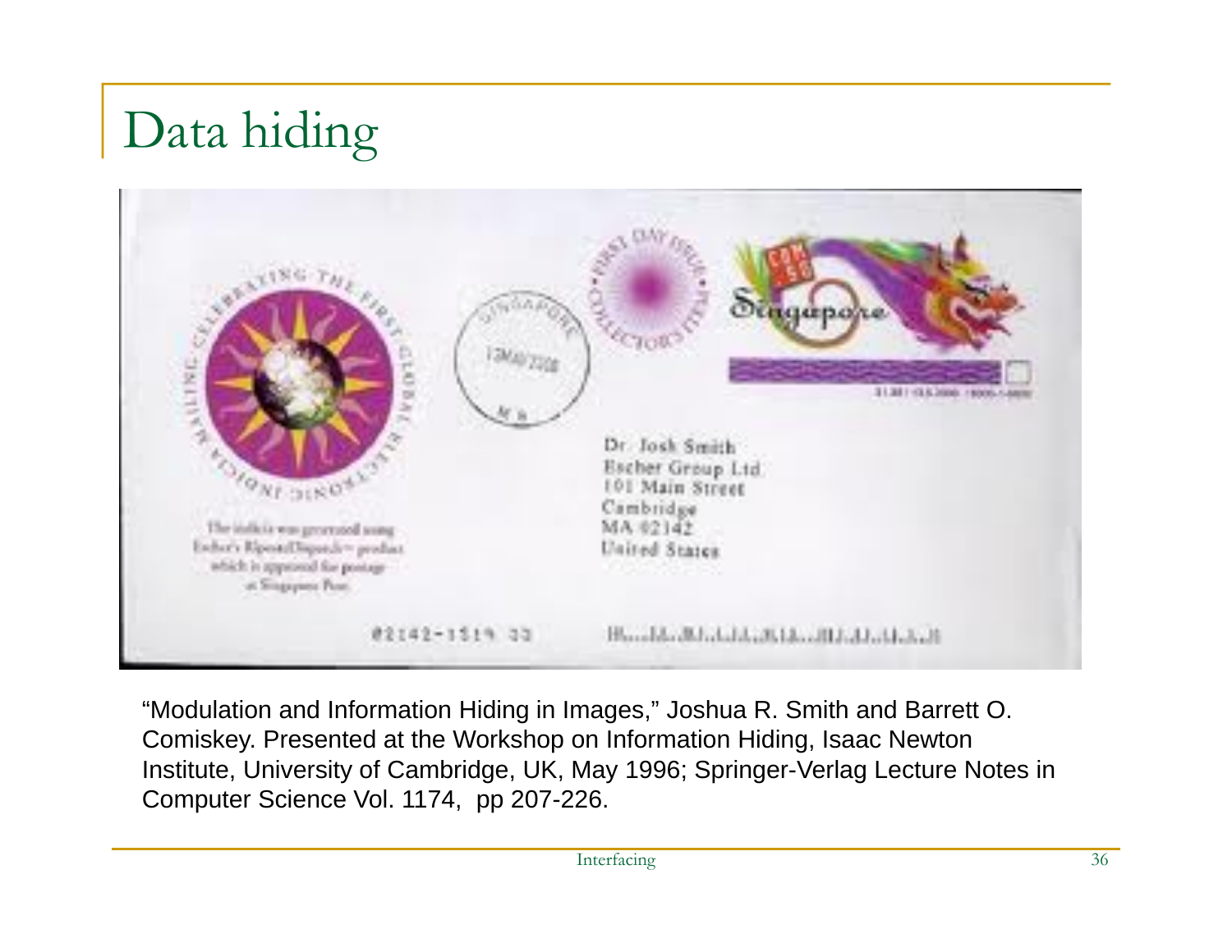# Data hiding

"Modulation and Information Hiding in Images," Joshua R. Smith and Barrett O. Comiskey. Presented at the Workshop on Information Hiding, Isaac Newton Institute, University of Cambridge, UK, May 1996; Springer-Verlag Lecture Notes in Computer Science Vol. 1174, pp 207-226.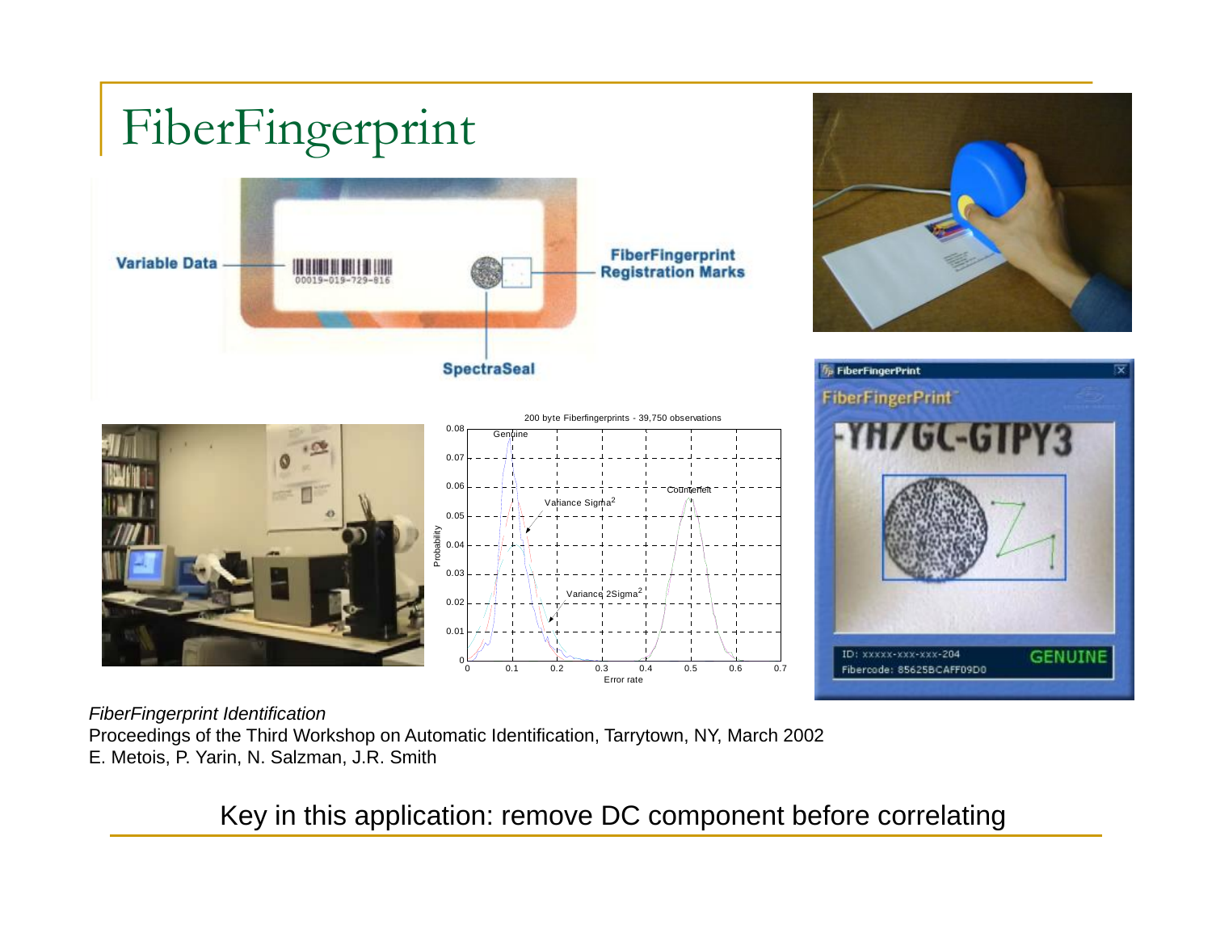# FiberFingerprint

*FiberFingerprint Identification*
Proceedings of the Third Workshop on Automatic Identification, Tarrytown, NY, March 2002
E. Metois, P. Yarin, N. Salzman, J.R. Smith

Key in this application: remove DC component before correlating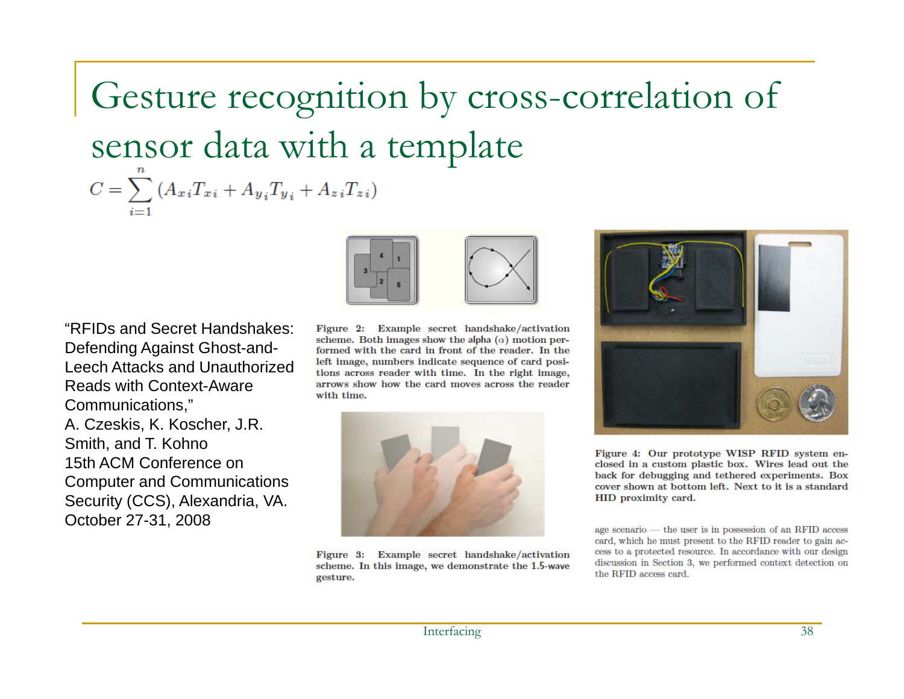# Gesture recognition by cross-correlation of sensor data with a template

$$C = \sum_{i=1}^{n} (A_{xi}T_{xi} + A_{y_i}T_{y_i} + A_{zi}T_{zi})$$

"RFIDs and Secret Handshakes: Defending Against Ghost-and-Leech Attacks and Unauthorized Reads with Context-Aware Communications,"
A. Czeskis, K. Koscher, J.R. Smith, and T. Kohno
15th ACM Conference on Computer and Communications Security (CCS), Alexandria, VA.
October 27-31, 2008

**Figure 2: Example secret handshake/activation scheme.** Both images show the alpha ($\alpha$) motion performed with the card in front of the reader. In the left image, numbers indicate sequence of card positions across reader with time. In the right image, arrows show how the card moves across the reader with time.

**Figure 3: Example secret handshake/activation scheme.** In this image, we demonstrate the 1.5-wave gesture.

**Figure 4: Our prototype WISP RFID system enclosed in a custom plastic box. Wires lead out the back for debugging and tethered experiments. Box cover shown at bottom left. Next to it is a standard HID proximity card.**

age scenario — the user is in possession of an RFID access card, which he must present to the RFID reader to gain access to a protected resource. In accordance with our design discussion in Section 3, we performed context detection on the RFID access card.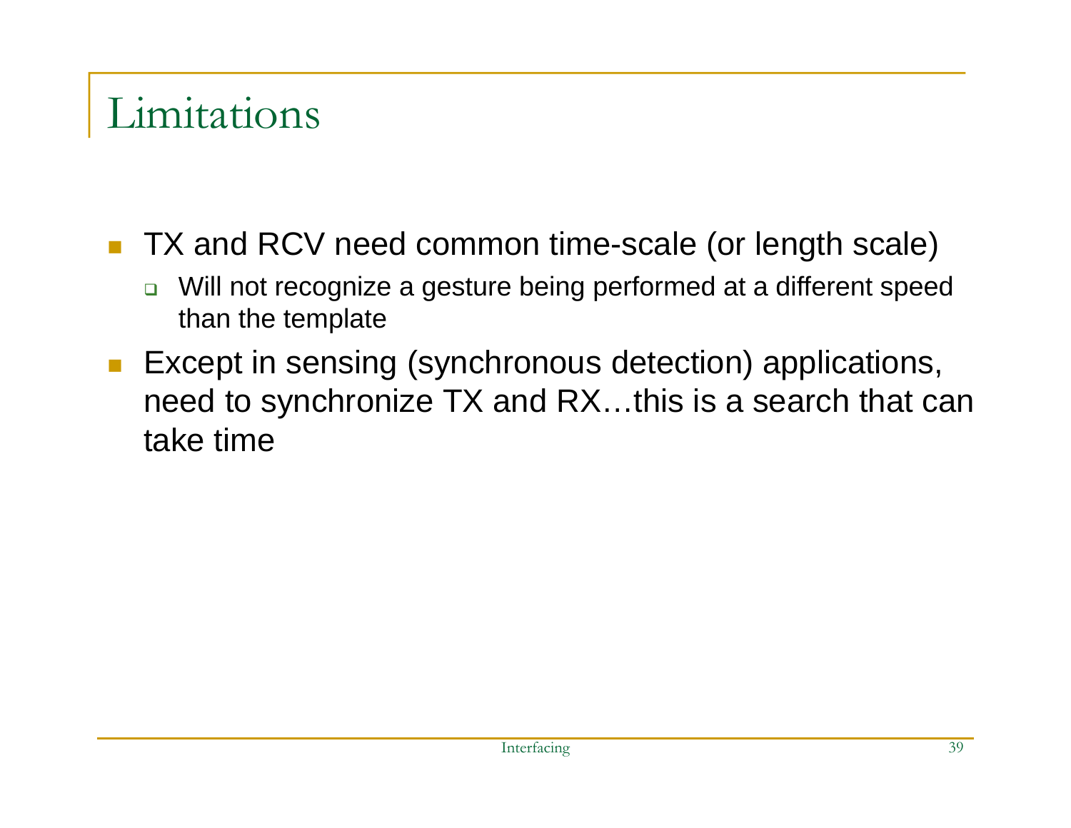# Limitations

- TX and RCV need common time-scale (or length scale)
  - Will not recognize a gesture being performed at a different speed than the template
- Except in sensing (synchronous detection) applications, need to synchronize TX and RX…this is a search that can take time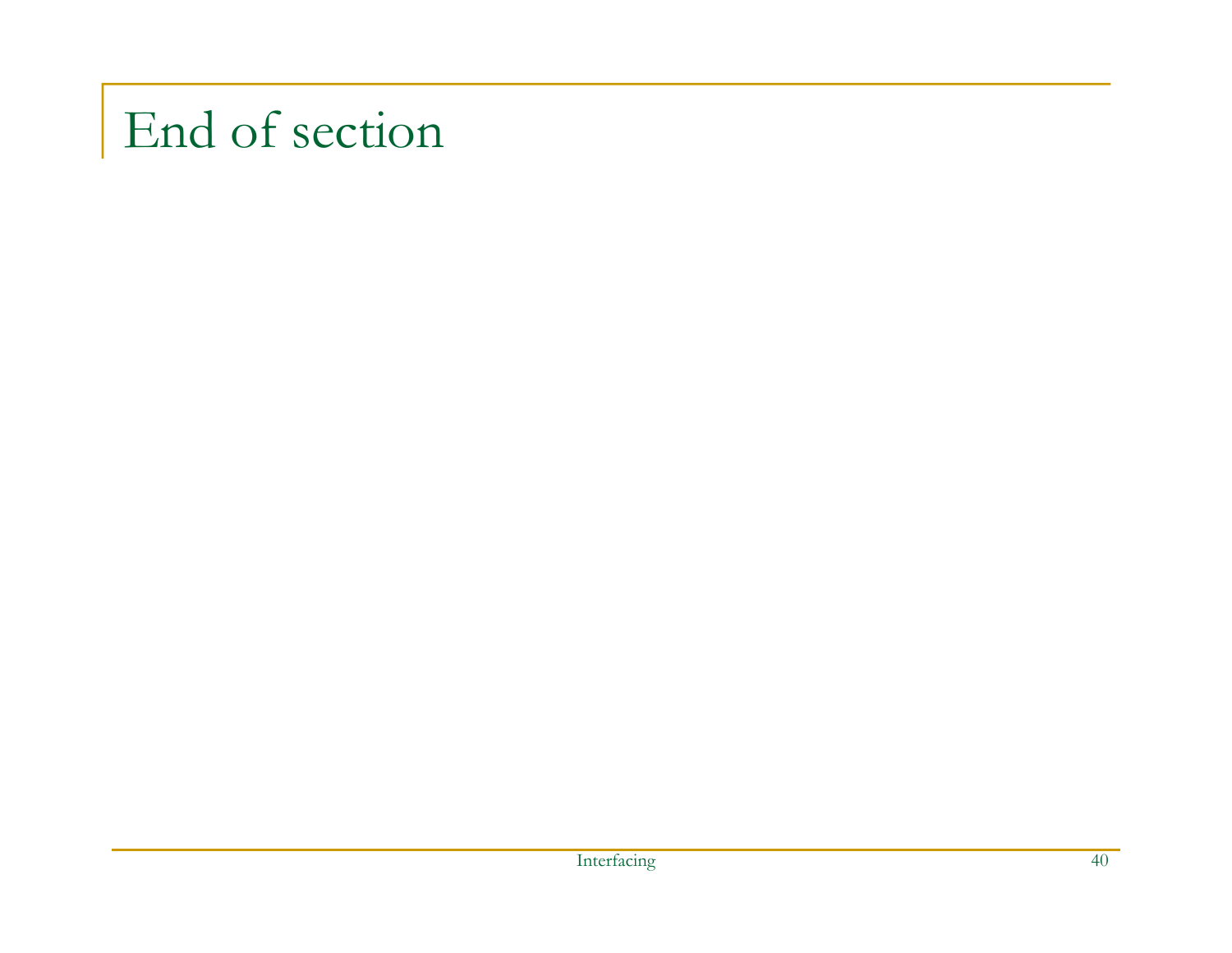# End of section